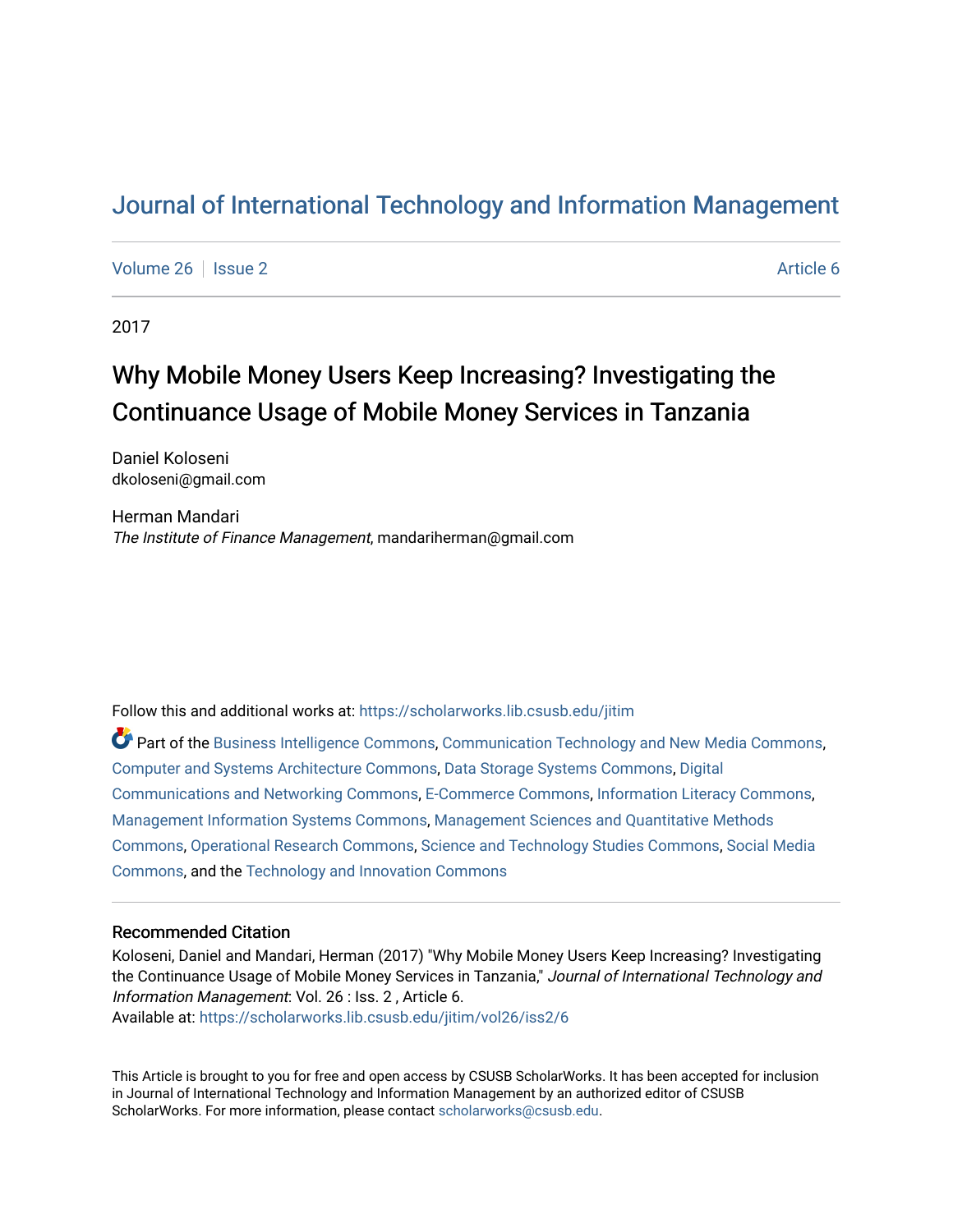# Journal of International Technology and Information Management

Volume 26 | Issue 2 | Article 6

2017

## Why Mobile Money Users Keep Increasing? Investigating the Continuance Usage of Mobile Money Services in Tanzania

Daniel Koloseni
dkoloseni@gmail.com

Herman Mandari
*The Institute of Finance Management*, mandariherman@gmail.com

Follow this and additional works at: https://scholarworks.lib.csusb.edu/jitim

Part of the Business Intelligence Commons, Communication Technology and New Media Commons, Computer and Systems Architecture Commons, Data Storage Systems Commons, Digital Communications and Networking Commons, E-Commerce Commons, Information Literacy Commons, Management Information Systems Commons, Management Sciences and Quantitative Methods Commons, Operational Research Commons, Science and Technology Studies Commons, Social Media Commons, and the Technology and Innovation Commons

### Recommended Citation

Koloseni, Daniel and Mandari, Herman (2017) "Why Mobile Money Users Keep Increasing? Investigating the Continuance Usage of Mobile Money Services in Tanzania," *Journal of International Technology and Information Management*: Vol. 26 : Iss. 2 , Article 6.
Available at: https://scholarworks.lib.csusb.edu/jitim/vol26/iss2/6

This Article is brought to you for free and open access by CSUSB ScholarWorks. It has been accepted for inclusion in Journal of International Technology and Information Management by an authorized editor of CSUSB ScholarWorks. For more information, please contact scholarworks@csusb.edu.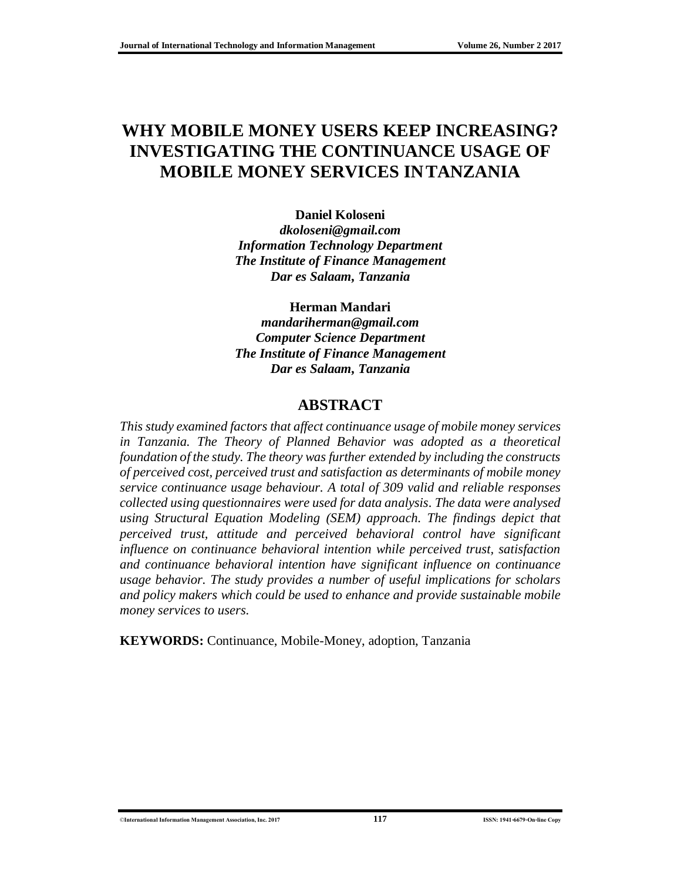# WHY MOBILE MONEY USERS KEEP INCREASING? INVESTIGATING THE CONTINUANCE USAGE OF MOBILE MONEY SERVICES IN TANZANIA

**Daniel Koloseni**
***dkoloseni@gmail.com***
***Information Technology Department***
***The Institute of Finance Management***
***Dar es Salaam, Tanzania***

**Herman Mandari**
***mandariherman@gmail.com***
***Computer Science Department***
***The Institute of Finance Management***
***Dar es Salaam, Tanzania***

## ABSTRACT

*This study examined factors that affect continuance usage of mobile money services in Tanzania. The Theory of Planned Behavior was adopted as a theoretical foundation of the study. The theory was further extended by including the constructs of perceived cost, perceived trust and satisfaction as determinants of mobile money service continuance usage behaviour. A total of 309 valid and reliable responses collected using questionnaires were used for data analysis. The data were analysed using Structural Equation Modeling (SEM) approach. The findings depict that perceived trust, attitude and perceived behavioral control have significant influence on continuance behavioral intention while perceived trust, satisfaction and continuance behavioral intention have significant influence on continuance usage behavior. The study provides a number of useful implications for scholars and policy makers which could be used to enhance and provide sustainable mobile money services to users.*

**KEYWORDS:** Continuance, Mobile-Money, adoption, Tanzania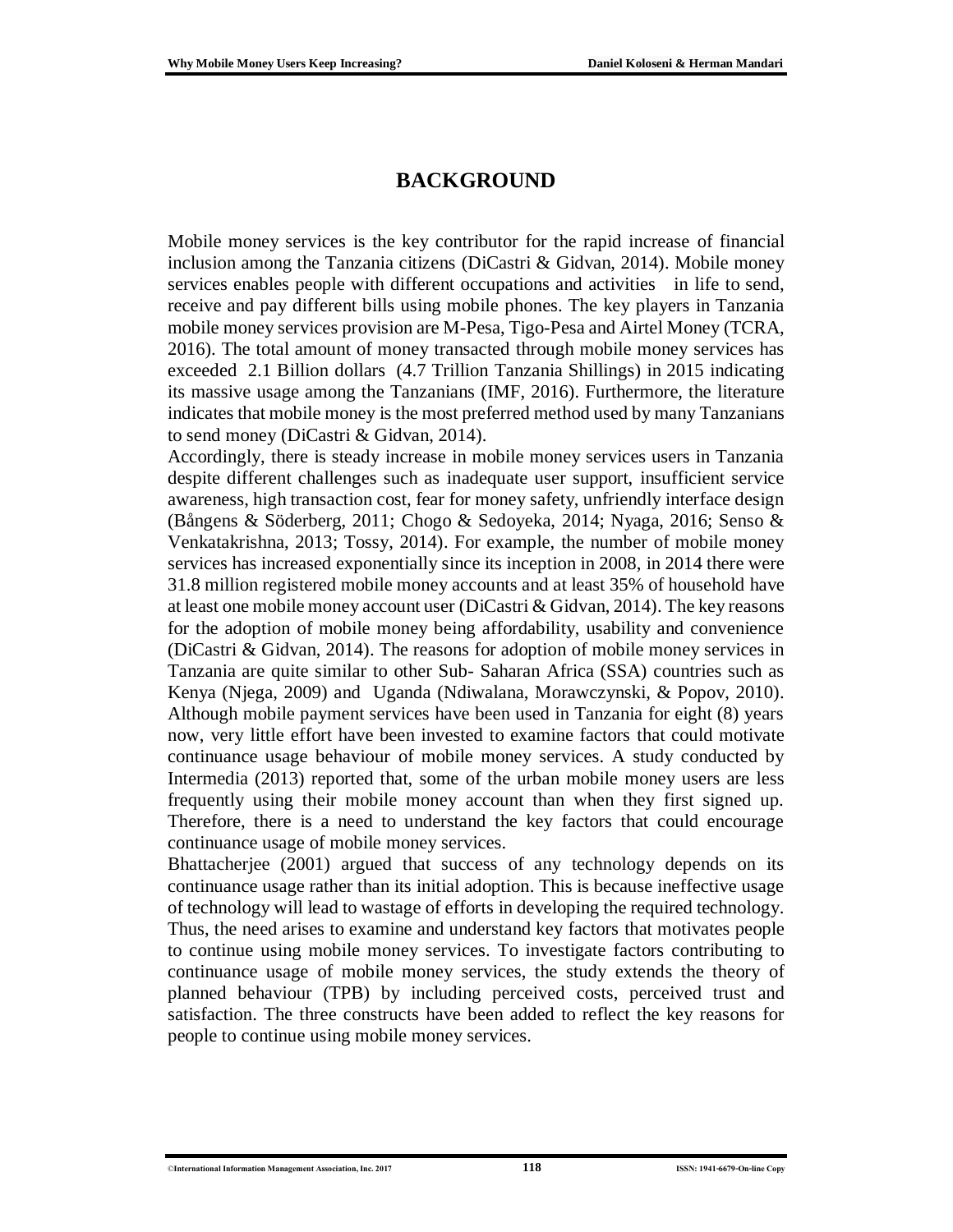# BACKGROUND

Mobile money services is the key contributor for the rapid increase of financial inclusion among the Tanzania citizens (DiCastri & Gidvan, 2014). Mobile money services enables people with different occupations and activities in life to send, receive and pay different bills using mobile phones. The key players in Tanzania mobile money services provision are M-Pesa, Tigo-Pesa and Airtel Money (TCRA, 2016). The total amount of money transacted through mobile money services has exceeded 2.1 Billion dollars (4.7 Trillion Tanzania Shillings) in 2015 indicating its massive usage among the Tanzanians (IMF, 2016). Furthermore, the literature indicates that mobile money is the most preferred method used by many Tanzanians to send money (DiCastri & Gidvan, 2014).

Accordingly, there is steady increase in mobile money services users in Tanzania despite different challenges such as inadequate user support, insufficient service awareness, high transaction cost, fear for money safety, unfriendly interface design (Bångens & Söderberg, 2011; Chogo & Sedoyeka, 2014; Nyaga, 2016; Senso & Venkatakrishna, 2013; Tossy, 2014). For example, the number of mobile money services has increased exponentially since its inception in 2008, in 2014 there were 31.8 million registered mobile money accounts and at least 35% of household have at least one mobile money account user (DiCastri & Gidvan, 2014). The key reasons for the adoption of mobile money being affordability, usability and convenience (DiCastri & Gidvan, 2014). The reasons for adoption of mobile money services in Tanzania are quite similar to other Sub- Saharan Africa (SSA) countries such as Kenya (Njega, 2009) and Uganda (Ndiwalana, Morawczynski, & Popov, 2010). Although mobile payment services have been used in Tanzania for eight (8) years now, very little effort have been invested to examine factors that could motivate continuance usage behaviour of mobile money services. A study conducted by Intermedia (2013) reported that, some of the urban mobile money users are less frequently using their mobile money account than when they first signed up. Therefore, there is a need to understand the key factors that could encourage continuance usage of mobile money services.

Bhattacherjee (2001) argued that success of any technology depends on its continuance usage rather than its initial adoption. This is because ineffective usage of technology will lead to wastage of efforts in developing the required technology. Thus, the need arises to examine and understand key factors that motivates people to continue using mobile money services. To investigate factors contributing to continuance usage of mobile money services, the study extends the theory of planned behaviour (TPB) by including perceived costs, perceived trust and satisfaction. The three constructs have been added to reflect the key reasons for people to continue using mobile money services.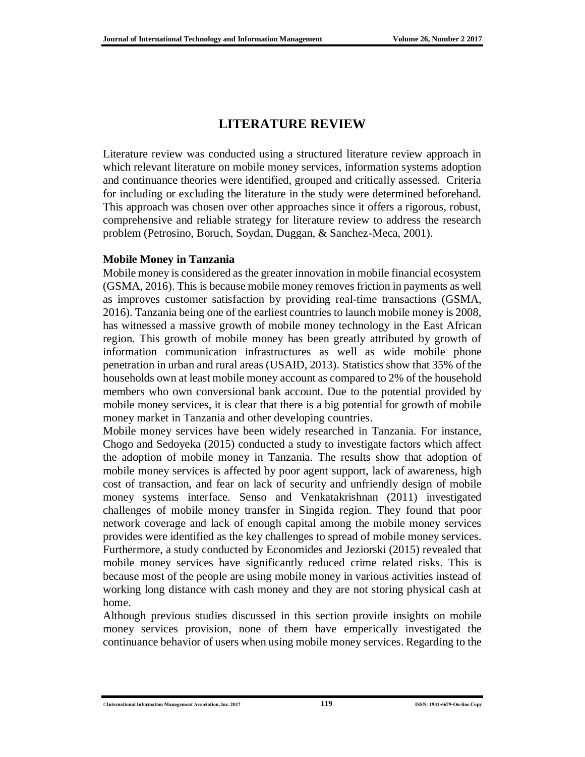# LITERATURE REVIEW

Literature review was conducted using a structured literature review approach in which relevant literature on mobile money services, information systems adoption and continuance theories were identified, grouped and critically assessed. Criteria for including or excluding the literature in the study were determined beforehand. This approach was chosen over other approaches since it offers a rigorous, robust, comprehensive and reliable strategy for literature review to address the research problem (Petrosino, Boruch, Soydan, Duggan, & Sanchez-Meca, 2001).

## Mobile Money in Tanzania

Mobile money is considered as the greater innovation in mobile financial ecosystem (GSMA, 2016). This is because mobile money removes friction in payments as well as improves customer satisfaction by providing real-time transactions (GSMA, 2016). Tanzania being one of the earliest countries to launch mobile money is 2008, has witnessed a massive growth of mobile money technology in the East African region. This growth of mobile money has been greatly attributed by growth of information communication infrastructures as well as wide mobile phone penetration in urban and rural areas (USAID, 2013). Statistics show that 35% of the households own at least mobile money account as compared to 2% of the household members who own conversional bank account. Due to the potential provided by mobile money services, it is clear that there is a big potential for growth of mobile money market in Tanzania and other developing countries.

Mobile money services have been widely researched in Tanzania. For instance, Chogo and Sedoyeka (2015) conducted a study to investigate factors which affect the adoption of mobile money in Tanzania. The results show that adoption of mobile money services is affected by poor agent support, lack of awareness, high cost of transaction, and fear on lack of security and unfriendly design of mobile money systems interface. Senso and Venkatakrishnan (2011) investigated challenges of mobile money transfer in Singida region. They found that poor network coverage and lack of enough capital among the mobile money services provides were identified as the key challenges to spread of mobile money services. Furthermore, a study conducted by Economides and Jeziorski (2015) revealed that mobile money services have significantly reduced crime related risks. This is because most of the people are using mobile money in various activities instead of working long distance with cash money and they are not storing physical cash at home.

Although previous studies discussed in this section provide insights on mobile money services provision, none of them have emperically investigated the continuance behavior of users when using mobile money services. Regarding to the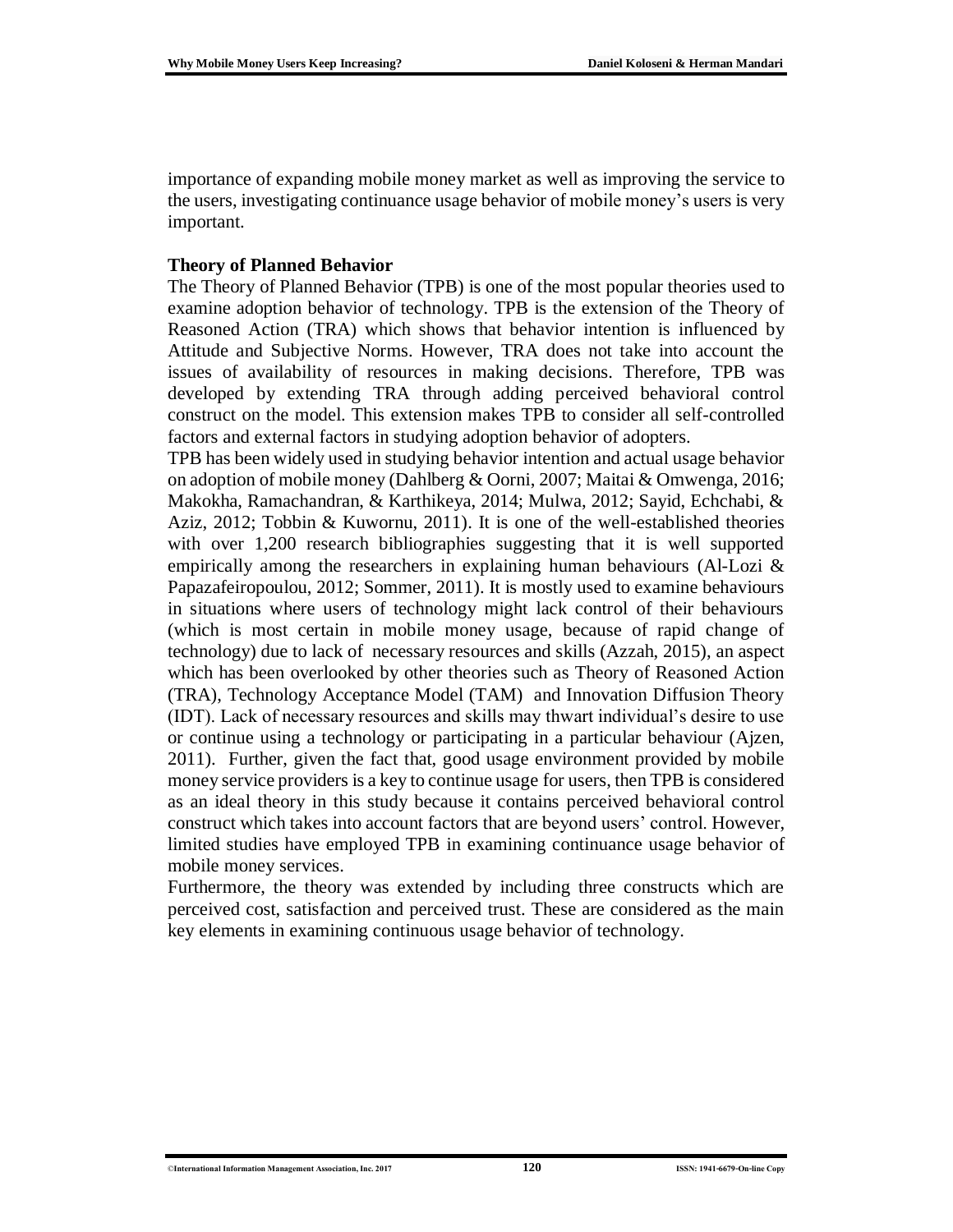importance of expanding mobile money market as well as improving the service to the users, investigating continuance usage behavior of mobile money's users is very important.

### Theory of Planned Behavior

The Theory of Planned Behavior (TPB) is one of the most popular theories used to examine adoption behavior of technology. TPB is the extension of the Theory of Reasoned Action (TRA) which shows that behavior intention is influenced by Attitude and Subjective Norms. However, TRA does not take into account the issues of availability of resources in making decisions. Therefore, TPB was developed by extending TRA through adding perceived behavioral control construct on the model. This extension makes TPB to consider all self-controlled factors and external factors in studying adoption behavior of adopters.

TPB has been widely used in studying behavior intention and actual usage behavior on adoption of mobile money (Dahlberg & Oorni, 2007; Maitai & Omwenga, 2016; Makokha, Ramachandran, & Karthikeya, 2014; Mulwa, 2012; Sayid, Echchabi, & Aziz, 2012; Tobbin & Kuwornu, 2011). It is one of the well-established theories with over 1,200 research bibliographies suggesting that it is well supported empirically among the researchers in explaining human behaviours (Al-Lozi & Papazafeiropoulou, 2012; Sommer, 2011). It is mostly used to examine behaviours in situations where users of technology might lack control of their behaviours (which is most certain in mobile money usage, because of rapid change of technology) due to lack of necessary resources and skills (Azzah, 2015), an aspect which has been overlooked by other theories such as Theory of Reasoned Action (TRA), Technology Acceptance Model (TAM) and Innovation Diffusion Theory (IDT). Lack of necessary resources and skills may thwart individual's desire to use or continue using a technology or participating in a particular behaviour (Ajzen, 2011). Further, given the fact that, good usage environment provided by mobile money service providers is a key to continue usage for users, then TPB is considered as an ideal theory in this study because it contains perceived behavioral control construct which takes into account factors that are beyond users' control. However, limited studies have employed TPB in examining continuance usage behavior of mobile money services.

Furthermore, the theory was extended by including three constructs which are perceived cost, satisfaction and perceived trust. These are considered as the main key elements in examining continuous usage behavior of technology.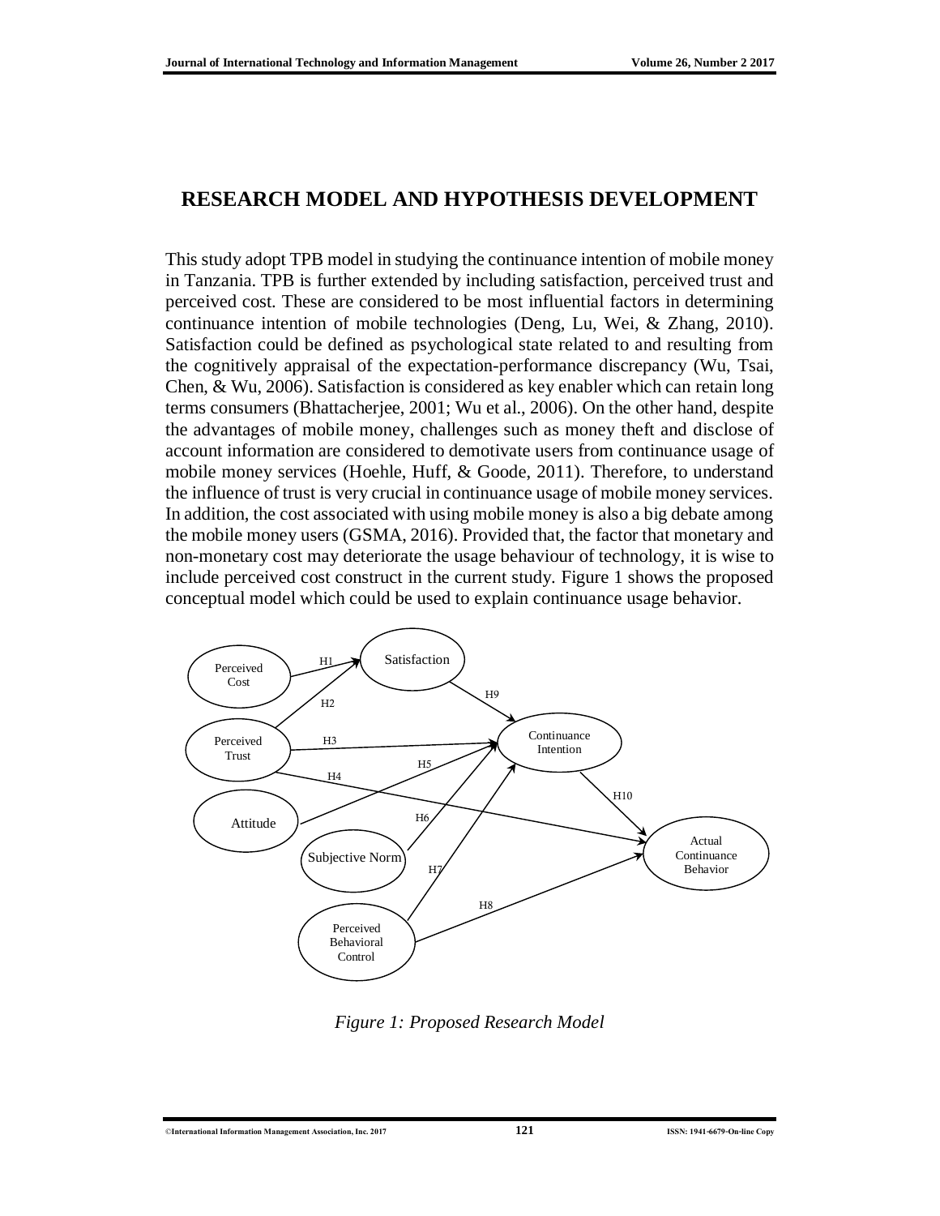## RESEARCH MODEL AND HYPOTHESIS DEVELOPMENT

This study adopt TPB model in studying the continuance intention of mobile money in Tanzania. TPB is further extended by including satisfaction, perceived trust and perceived cost. These are considered to be most influential factors in determining continuance intention of mobile technologies (Deng, Lu, Wei, & Zhang, 2010). Satisfaction could be defined as psychological state related to and resulting from the cognitively appraisal of the expectation-performance discrepancy (Wu, Tsai, Chen, & Wu, 2006). Satisfaction is considered as key enabler which can retain long terms consumers (Bhattacherjee, 2001; Wu et al., 2006). On the other hand, despite the advantages of mobile money, challenges such as money theft and disclose of account information are considered to demotivate users from continuance usage of mobile money services (Hoehle, Huff, & Goode, 2011). Therefore, to understand the influence of trust is very crucial in continuance usage of mobile money services. In addition, the cost associated with using mobile money is also a big debate among the mobile money users (GSMA, 2016). Provided that, the factor that monetary and non-monetary cost may deteriorate the usage behaviour of technology, it is wise to include perceived cost construct in the current study. Figure 1 shows the proposed conceptual model which could be used to explain continuance usage behavior.

*Figure 1: Proposed Research Model*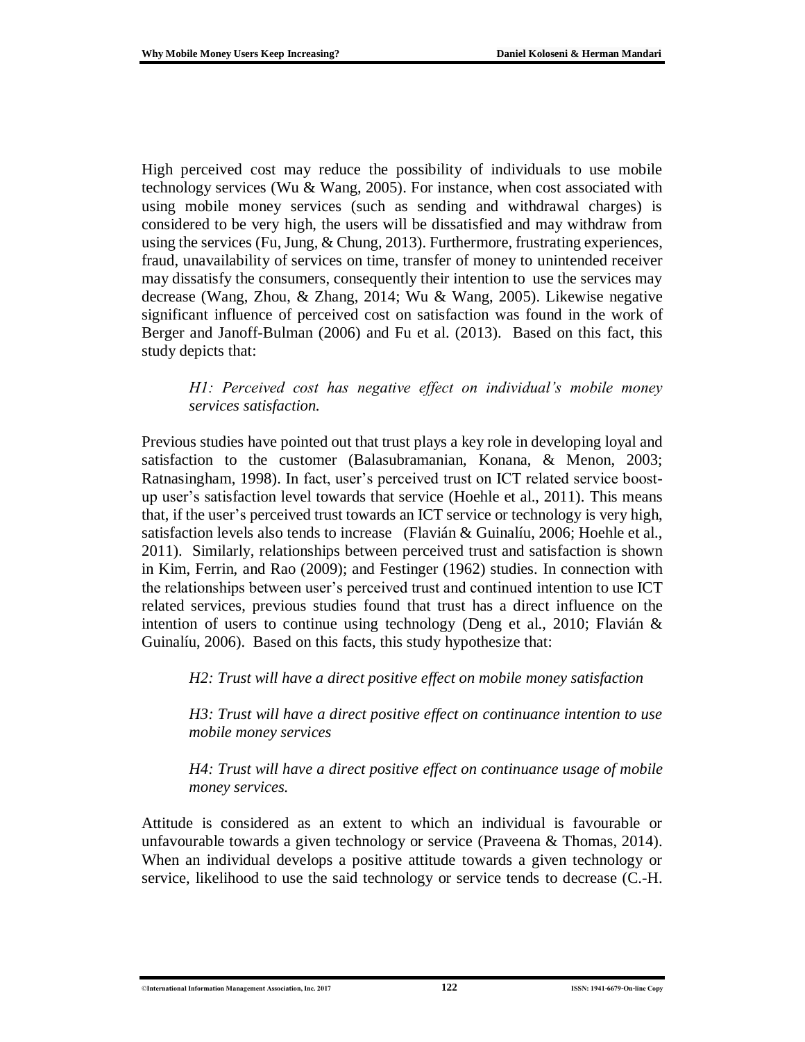High perceived cost may reduce the possibility of individuals to use mobile technology services (Wu & Wang, 2005). For instance, when cost associated with using mobile money services (such as sending and withdrawal charges) is considered to be very high, the users will be dissatisfied and may withdraw from using the services (Fu, Jung, & Chung, 2013). Furthermore, frustrating experiences, fraud, unavailability of services on time, transfer of money to unintended receiver may dissatisfy the consumers, consequently their intention to use the services may decrease (Wang, Zhou, & Zhang, 2014; Wu & Wang, 2005). Likewise negative significant influence of perceived cost on satisfaction was found in the work of Berger and Janoff-Bulman (2006) and Fu et al. (2013). Based on this fact, this study depicts that:

> *H1: Perceived cost has negative effect on individual's mobile money services satisfaction.*

Previous studies have pointed out that trust plays a key role in developing loyal and satisfaction to the customer (Balasubramanian, Konana, & Menon, 2003; Ratnasingham, 1998). In fact, user's perceived trust on ICT related service boost-up user's satisfaction level towards that service (Hoehle et al., 2011). This means that, if the user's perceived trust towards an ICT service or technology is very high, satisfaction levels also tends to increase (Flavián & Guinalíu, 2006; Hoehle et al., 2011). Similarly, relationships between perceived trust and satisfaction is shown in Kim, Ferrin, and Rao (2009); and Festinger (1962) studies. In connection with the relationships between user's perceived trust and continued intention to use ICT related services, previous studies found that trust has a direct influence on the intention of users to continue using technology (Deng et al., 2010; Flavián & Guinalíu, 2006). Based on this facts, this study hypothesize that:

> *H2: Trust will have a direct positive effect on mobile money satisfaction*
>
> *H3: Trust will have a direct positive effect on continuance intention to use mobile money services*
>
> *H4: Trust will have a direct positive effect on continuance usage of mobile money services.*

Attitude is considered as an extent to which an individual is favourable or unfavourable towards a given technology or service (Praveena & Thomas, 2014). When an individual develops a positive attitude towards a given technology or service, likelihood to use the said technology or service tends to decrease (C.-H.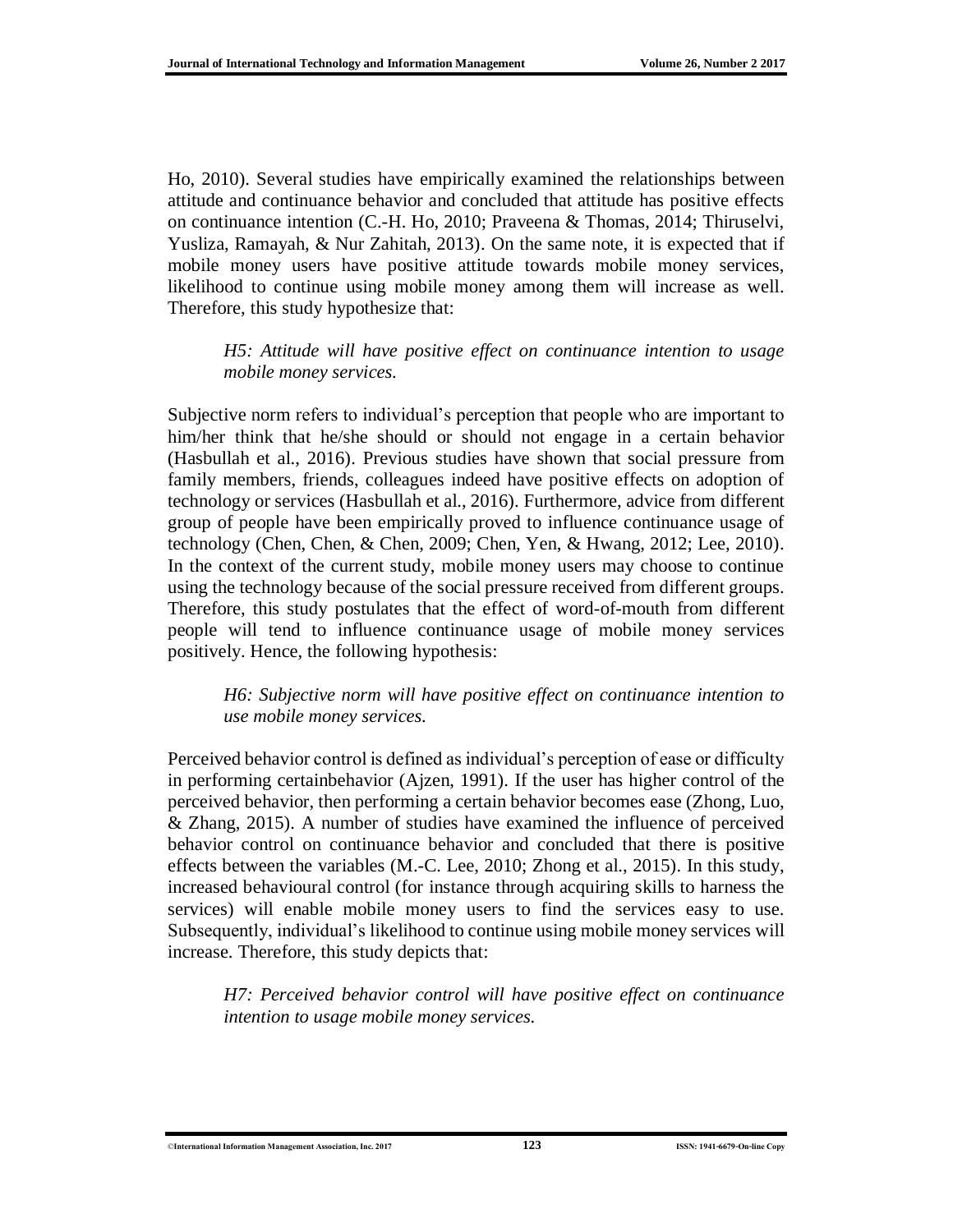Ho, 2010). Several studies have empirically examined the relationships between attitude and continuance behavior and concluded that attitude has positive effects on continuance intention (C.-H. Ho, 2010; Praveena & Thomas, 2014; Thiruselvi, Yusliza, Ramayah, & Nur Zahitah, 2013). On the same note, it is expected that if mobile money users have positive attitude towards mobile money services, likelihood to continue using mobile money among them will increase as well. Therefore, this study hypothesize that:

> *H5: Attitude will have positive effect on continuance intention to usage mobile money services.*

Subjective norm refers to individual's perception that people who are important to him/her think that he/she should or should not engage in a certain behavior (Hasbullah et al., 2016). Previous studies have shown that social pressure from family members, friends, colleagues indeed have positive effects on adoption of technology or services (Hasbullah et al., 2016). Furthermore, advice from different group of people have been empirically proved to influence continuance usage of technology (Chen, Chen, & Chen, 2009; Chen, Yen, & Hwang, 2012; Lee, 2010). In the context of the current study, mobile money users may choose to continue using the technology because of the social pressure received from different groups. Therefore, this study postulates that the effect of word-of-mouth from different people will tend to influence continuance usage of mobile money services positively. Hence, the following hypothesis:

> *H6: Subjective norm will have positive effect on continuance intention to use mobile money services.*

Perceived behavior control is defined as individual's perception of ease or difficulty in performing certainbehavior (Ajzen, 1991). If the user has higher control of the perceived behavior, then performing a certain behavior becomes ease (Zhong, Luo, & Zhang, 2015). A number of studies have examined the influence of perceived behavior control on continuance behavior and concluded that there is positive effects between the variables (M.-C. Lee, 2010; Zhong et al., 2015). In this study, increased behavioural control (for instance through acquiring skills to harness the services) will enable mobile money users to find the services easy to use. Subsequently, individual's likelihood to continue using mobile money services will increase. Therefore, this study depicts that:

> *H7: Perceived behavior control will have positive effect on continuance intention to usage mobile money services.*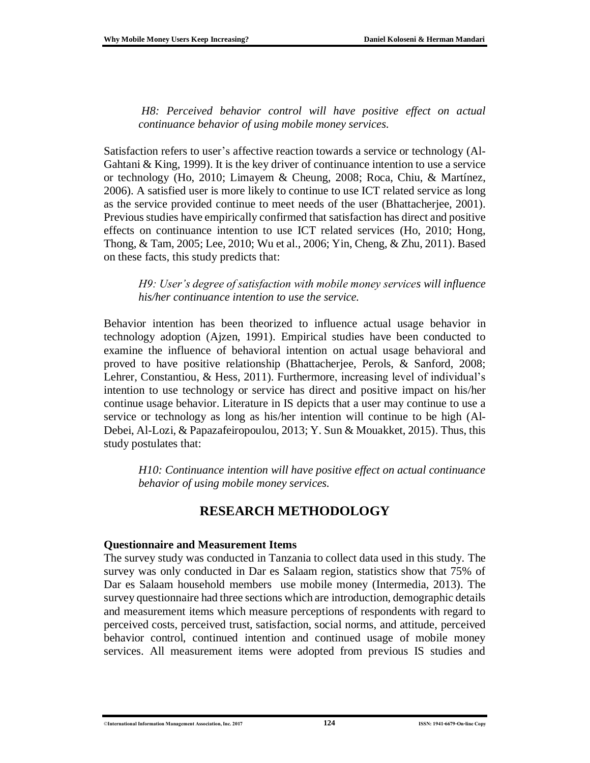*H8: Perceived behavior control will have positive effect on actual continuance behavior of using mobile money services.*

Satisfaction refers to user's affective reaction towards a service or technology (Al-Gahtani & King, 1999). It is the key driver of continuance intention to use a service or technology (Ho, 2010; Limayem & Cheung, 2008; Roca, Chiu, & Martínez, 2006). A satisfied user is more likely to continue to use ICT related service as long as the service provided continue to meet needs of the user (Bhattacherjee, 2001). Previous studies have empirically confirmed that satisfaction has direct and positive effects on continuance intention to use ICT related services (Ho, 2010; Hong, Thong, & Tam, 2005; Lee, 2010; Wu et al., 2006; Yin, Cheng, & Zhu, 2011). Based on these facts, this study predicts that:

*H9: User's degree of satisfaction with mobile money services will influence his/her continuance intention to use the service.*

Behavior intention has been theorized to influence actual usage behavior in technology adoption (Ajzen, 1991). Empirical studies have been conducted to examine the influence of behavioral intention on actual usage behavioral and proved to have positive relationship (Bhattacherjee, Perols, & Sanford, 2008; Lehrer, Constantiou, & Hess, 2011). Furthermore, increasing level of individual's intention to use technology or service has direct and positive impact on his/her continue usage behavior. Literature in IS depicts that a user may continue to use a service or technology as long as his/her intention will continue to be high (Al-Debei, Al-Lozi, & Papazafeiropoulou, 2013; Y. Sun & Mouakket, 2015). Thus, this study postulates that:

*H10: Continuance intention will have positive effect on actual continuance behavior of using mobile money services.*

## RESEARCH METHODOLOGY

### Questionnaire and Measurement Items

The survey study was conducted in Tanzania to collect data used in this study. The survey was only conducted in Dar es Salaam region, statistics show that 75% of Dar es Salaam household members use mobile money (Intermedia, 2013). The survey questionnaire had three sections which are introduction, demographic details and measurement items which measure perceptions of respondents with regard to perceived costs, perceived trust, satisfaction, social norms, and attitude, perceived behavior control, continued intention and continued usage of mobile money services. All measurement items were adopted from previous IS studies and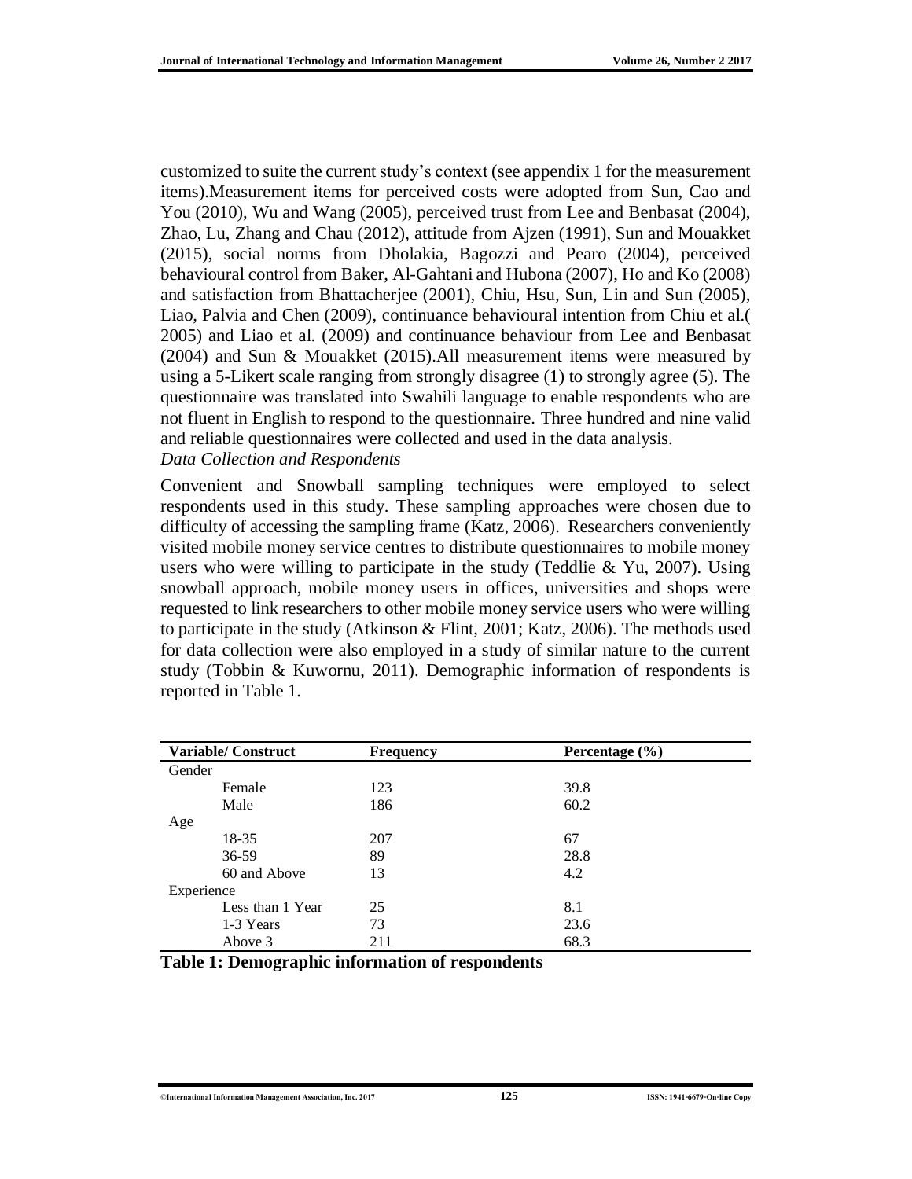customized to suite the current study's context (see appendix 1 for the measurement items).Measurement items for perceived costs were adopted from Sun, Cao and You (2010), Wu and Wang (2005), perceived trust from Lee and Benbasat (2004), Zhao, Lu, Zhang and Chau (2012), attitude from Ajzen (1991), Sun and Mouakket (2015), social norms from Dholakia, Bagozzi and Pearo (2004), perceived behavioural control from Baker, Al-Gahtani and Hubona (2007), Ho and Ko (2008) and satisfaction from Bhattacherjee (2001), Chiu, Hsu, Sun, Lin and Sun (2005), Liao, Palvia and Chen (2009), continuance behavioural intention from Chiu et al.( 2005) and Liao et al. (2009) and continuance behaviour from Lee and Benbasat (2004) and Sun & Mouakket (2015).All measurement items were measured by using a 5-Likert scale ranging from strongly disagree (1) to strongly agree (5). The questionnaire was translated into Swahili language to enable respondents who are not fluent in English to respond to the questionnaire. Three hundred and nine valid and reliable questionnaires were collected and used in the data analysis.

*Data Collection and Respondents*

Convenient and Snowball sampling techniques were employed to select respondents used in this study. These sampling approaches were chosen due to difficulty of accessing the sampling frame (Katz, 2006). Researchers conveniently visited mobile money service centres to distribute questionnaires to mobile money users who were willing to participate in the study (Teddlie & Yu, 2007). Using snowball approach, mobile money users in offices, universities and shops were requested to link researchers to other mobile money service users who were willing to participate in the study (Atkinson & Flint, 2001; Katz, 2006). The methods used for data collection were also employed in a study of similar nature to the current study (Tobbin & Kuwornu, 2011). Demographic information of respondents is reported in Table 1.

| Variable/ Construct | Frequency | Percentage (%) |
|---|---|---|
| Gender | | |
| Female | 123 | 39.8 |
| Male | 186 | 60.2 |
| Age | | |
| 18-35 | 207 | 67 |
| 36-59 | 89 | 28.8 |
| 60 and Above | 13 | 4.2 |
| Experience | | |
| Less than 1 Year | 25 | 8.1 |
| 1-3 Years | 73 | 23.6 |
| Above 3 | 211 | 68.3 |

**Table 1: Demographic information of respondents**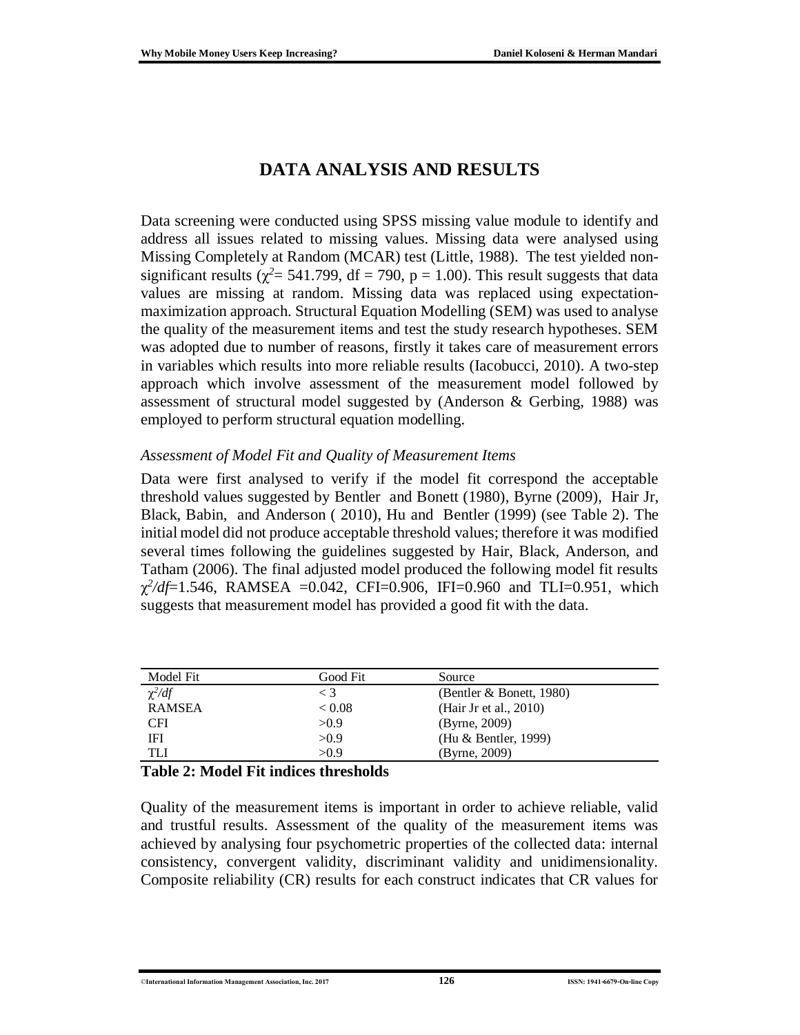# DATA ANALYSIS AND RESULTS

Data screening were conducted using SPSS missing value module to identify and address all issues related to missing values. Missing data were analysed using Missing Completely at Random (MCAR) test (Little, 1988). The test yielded non-significant results ($\chi^2$= 541.799, df = 790, p = 1.00). This result suggests that data values are missing at random. Missing data was replaced using expectation-maximization approach. Structural Equation Modelling (SEM) was used to analyse the quality of the measurement items and test the study research hypotheses. SEM was adopted due to number of reasons, firstly it takes care of measurement errors in variables which results into more reliable results (Iacobucci, 2010). A two-step approach which involve assessment of the measurement model followed by assessment of structural model suggested by (Anderson & Gerbing, 1988) was employed to perform structural equation modelling.

### *Assessment of Model Fit and Quality of Measurement Items*

Data were first analysed to verify if the model fit correspond the acceptable threshold values suggested by Bentler and Bonett (1980), Byrne (2009), Hair Jr, Black, Babin, and Anderson ( 2010), Hu and Bentler (1999) (see Table 2). The initial model did not produce acceptable threshold values; therefore it was modified several times following the guidelines suggested by Hair, Black, Anderson, and Tatham (2006). The final adjusted model produced the following model fit results $\chi^2/df$=1.546, RAMSEA =0.042, CFI=0.906, IFI=0.960 and TLI=0.951, which suggests that measurement model has provided a good fit with the data.

| Model Fit | Good Fit | Source |
|---|---|---|
| $\chi^2/df$ | < 3 | (Bentler & Bonett, 1980) |
| RAMSEA | < 0.08 | (Hair Jr et al., 2010) |
| CFI | >0.9 | (Byrne, 2009) |
| IFI | >0.9 | (Hu & Bentler, 1999) |
| TLI | >0.9 | (Byrne, 2009) |

**Table 2: Model Fit indices thresholds**

Quality of the measurement items is important in order to achieve reliable, valid and trustful results. Assessment of the quality of the measurement items was achieved by analysing four psychometric properties of the collected data: internal consistency, convergent validity, discriminant validity and unidimensionality. Composite reliability (CR) results for each construct indicates that CR values for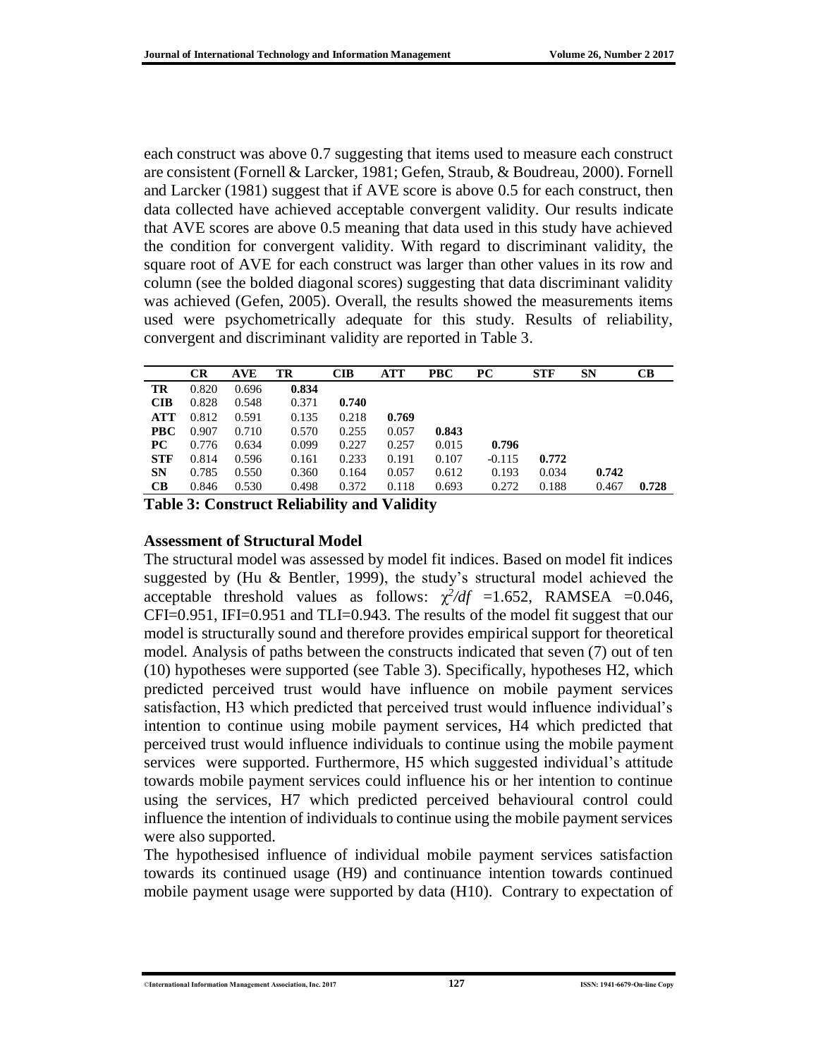each construct was above 0.7 suggesting that items used to measure each construct are consistent (Fornell & Larcker, 1981; Gefen, Straub, & Boudreau, 2000). Fornell and Larcker (1981) suggest that if AVE score is above 0.5 for each construct, then data collected have achieved acceptable convergent validity. Our results indicate that AVE scores are above 0.5 meaning that data used in this study have achieved the condition for convergent validity. With regard to discriminant validity, the square root of AVE for each construct was larger than other values in its row and column (see the bolded diagonal scores) suggesting that data discriminant validity was achieved (Gefen, 2005). Overall, the results showed the measurements items used were psychometrically adequate for this study. Results of reliability, convergent and discriminant validity are reported in Table 3.

| | CR | AVE | TR | CIB | ATT | PBC | PC | STF | SN | CB |
|---|---|---|---|---|---|---|---|---|---|---|
| **TR** | 0.820 | 0.696 | **0.834** | | | | | | | |
| **CIB** | 0.828 | 0.548 | 0.371 | **0.740** | | | | | | |
| **ATT** | 0.812 | 0.591 | 0.135 | 0.218 | **0.769** | | | | | |
| **PBC** | 0.907 | 0.710 | 0.570 | 0.255 | 0.057 | **0.843** | | | | |
| **PC** | 0.776 | 0.634 | 0.099 | 0.227 | 0.257 | 0.015 | **0.796** | | | |
| **STF** | 0.814 | 0.596 | 0.161 | 0.233 | 0.191 | 0.107 | -0.115 | **0.772** | | |
| **SN** | 0.785 | 0.550 | 0.360 | 0.164 | 0.057 | 0.612 | 0.193 | 0.034 | **0.742** | |
| **CB** | 0.846 | 0.530 | 0.498 | 0.372 | 0.118 | 0.693 | 0.272 | 0.188 | 0.467 | **0.728** |

**Table 3: Construct Reliability and Validity**

### Assessment of Structural Model

The structural model was assessed by model fit indices. Based on model fit indices suggested by (Hu & Bentler, 1999), the study's structural model achieved the acceptable threshold values as follows: $\chi^2/df$ =1.652, RAMSEA =0.046, CFI=0.951, IFI=0.951 and TLI=0.943. The results of the model fit suggest that our model is structurally sound and therefore provides empirical support for theoretical model. Analysis of paths between the constructs indicated that seven (7) out of ten (10) hypotheses were supported (see Table 3). Specifically, hypotheses H2, which predicted perceived trust would have influence on mobile payment services satisfaction, H3 which predicted that perceived trust would influence individual's intention to continue using mobile payment services, H4 which predicted that perceived trust would influence individuals to continue using the mobile payment services were supported. Furthermore, H5 which suggested individual's attitude towards mobile payment services could influence his or her intention to continue using the services, H7 which predicted perceived behavioural control could influence the intention of individuals to continue using the mobile payment services were also supported.

The hypothesised influence of individual mobile payment services satisfaction towards its continued usage (H9) and continuance intention towards continued mobile payment usage were supported by data (H10). Contrary to expectation of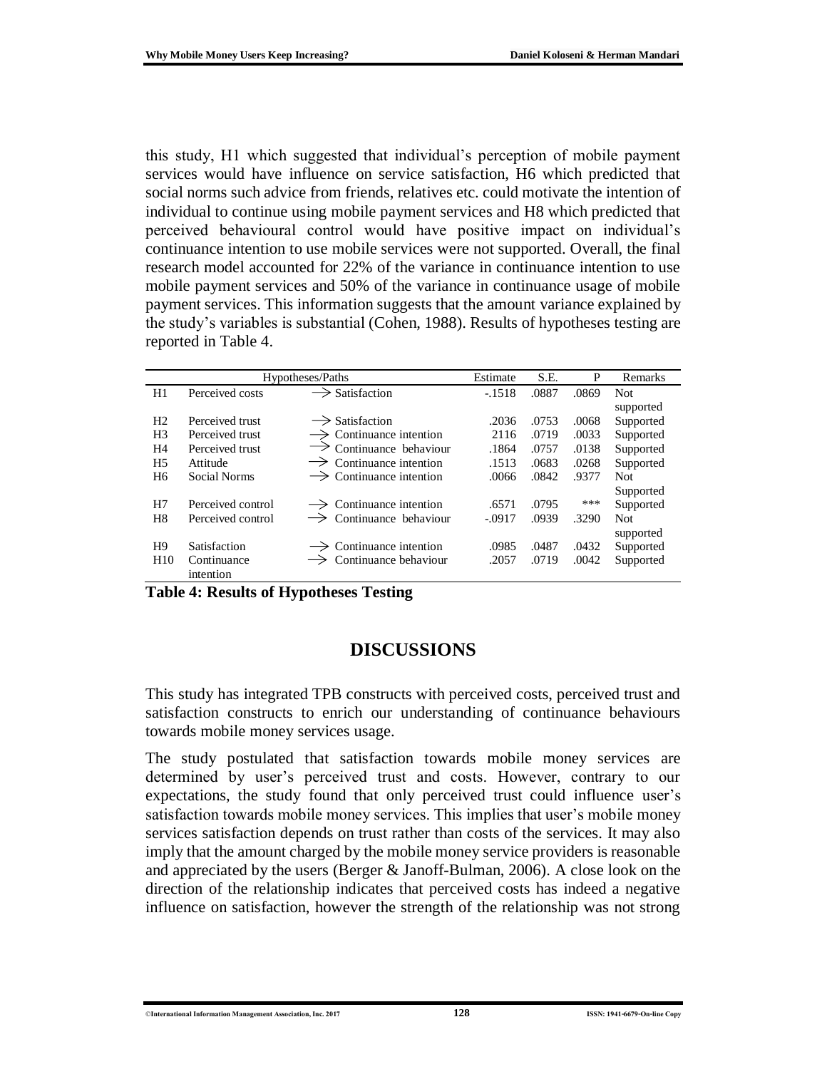this study, H1 which suggested that individual's perception of mobile payment services would have influence on service satisfaction, H6 which predicted that social norms such advice from friends, relatives etc. could motivate the intention of individual to continue using mobile payment services and H8 which predicted that perceived behavioural control would have positive impact on individual's continuance intention to use mobile services were not supported. Overall, the final research model accounted for 22% of the variance in continuance intention to use mobile payment services and 50% of the variance in continuance usage of mobile payment services. This information suggests that the amount variance explained by the study's variables is substantial (Cohen, 1988). Results of hypotheses testing are reported in Table 4.

| Hypotheses/Paths | | | Estimate | S.E. | P | Remarks |
|---|---|---|---|---|---|---|
| H1 | Perceived costs | → Satisfaction | -.1518 | .0887 | .0869 | Not supported |
| H2 | Perceived trust | → Satisfaction | .2036 | .0753 | .0068 | Supported |
| H3 | Perceived trust | → Continuance intention | 2116 | .0719 | .0033 | Supported |
| H4 | Perceived trust | → Continuance behaviour | .1864 | .0757 | .0138 | Supported |
| H5 | Attitude | → Continuance intention | .1513 | .0683 | .0268 | Supported |
| H6 | Social Norms | → Continuance intention | .0066 | .0842 | .9377 | Not Supported |
| H7 | Perceived control | → Continuance intention | .6571 | .0795 | *** | Supported |
| H8 | Perceived control | → Continuance behaviour | -.0917 | .0939 | .3290 | Not supported |
| H9 | Satisfaction | → Continuance intention | .0985 | .0487 | .0432 | Supported |
| H10 | Continuance intention | → Continuance behaviour | .2057 | .0719 | .0042 | Supported |

**Table 4: Results of Hypotheses Testing**

## DISCUSSIONS

This study has integrated TPB constructs with perceived costs, perceived trust and satisfaction constructs to enrich our understanding of continuance behaviours towards mobile money services usage.

The study postulated that satisfaction towards mobile money services are determined by user's perceived trust and costs. However, contrary to our expectations, the study found that only perceived trust could influence user's satisfaction towards mobile money services. This implies that user's mobile money services satisfaction depends on trust rather than costs of the services. It may also imply that the amount charged by the mobile money service providers is reasonable and appreciated by the users (Berger & Janoff-Bulman, 2006). A close look on the direction of the relationship indicates that perceived costs has indeed a negative influence on satisfaction, however the strength of the relationship was not strong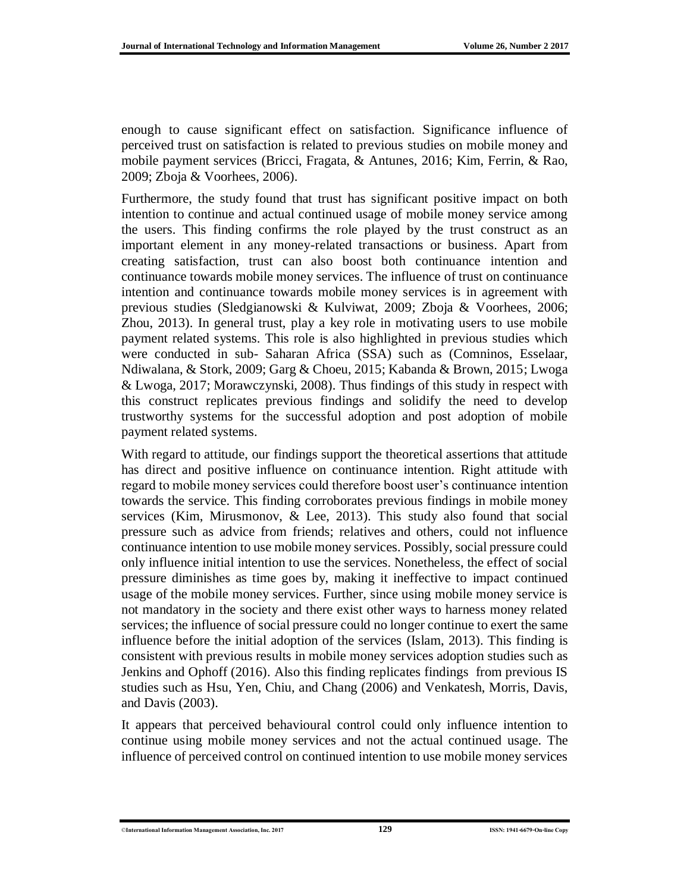enough to cause significant effect on satisfaction. Significance influence of perceived trust on satisfaction is related to previous studies on mobile money and mobile payment services (Bricci, Fragata, & Antunes, 2016; Kim, Ferrin, & Rao, 2009; Zboja & Voorhees, 2006).

Furthermore, the study found that trust has significant positive impact on both intention to continue and actual continued usage of mobile money service among the users. This finding confirms the role played by the trust construct as an important element in any money-related transactions or business. Apart from creating satisfaction, trust can also boost both continuance intention and continuance towards mobile money services. The influence of trust on continuance intention and continuance towards mobile money services is in agreement with previous studies (Sledgianowski & Kulviwat, 2009; Zboja & Voorhees, 2006; Zhou, 2013). In general trust, play a key role in motivating users to use mobile payment related systems. This role is also highlighted in previous studies which were conducted in sub- Saharan Africa (SSA) such as (Comninos, Esselaar, Ndiwalana, & Stork, 2009; Garg & Choeu, 2015; Kabanda & Brown, 2015; Lwoga & Lwoga, 2017; Morawczynski, 2008). Thus findings of this study in respect with this construct replicates previous findings and solidify the need to develop trustworthy systems for the successful adoption and post adoption of mobile payment related systems.

With regard to attitude, our findings support the theoretical assertions that attitude has direct and positive influence on continuance intention. Right attitude with regard to mobile money services could therefore boost user's continuance intention towards the service. This finding corroborates previous findings in mobile money services (Kim, Mirusmonov, & Lee, 2013). This study also found that social pressure such as advice from friends; relatives and others, could not influence continuance intention to use mobile money services. Possibly, social pressure could only influence initial intention to use the services. Nonetheless, the effect of social pressure diminishes as time goes by, making it ineffective to impact continued usage of the mobile money services. Further, since using mobile money service is not mandatory in the society and there exist other ways to harness money related services; the influence of social pressure could no longer continue to exert the same influence before the initial adoption of the services (Islam, 2013). This finding is consistent with previous results in mobile money services adoption studies such as Jenkins and Ophoff (2016). Also this finding replicates findings from previous IS studies such as Hsu, Yen, Chiu, and Chang (2006) and Venkatesh, Morris, Davis, and Davis (2003).

It appears that perceived behavioural control could only influence intention to continue using mobile money services and not the actual continued usage. The influence of perceived control on continued intention to use mobile money services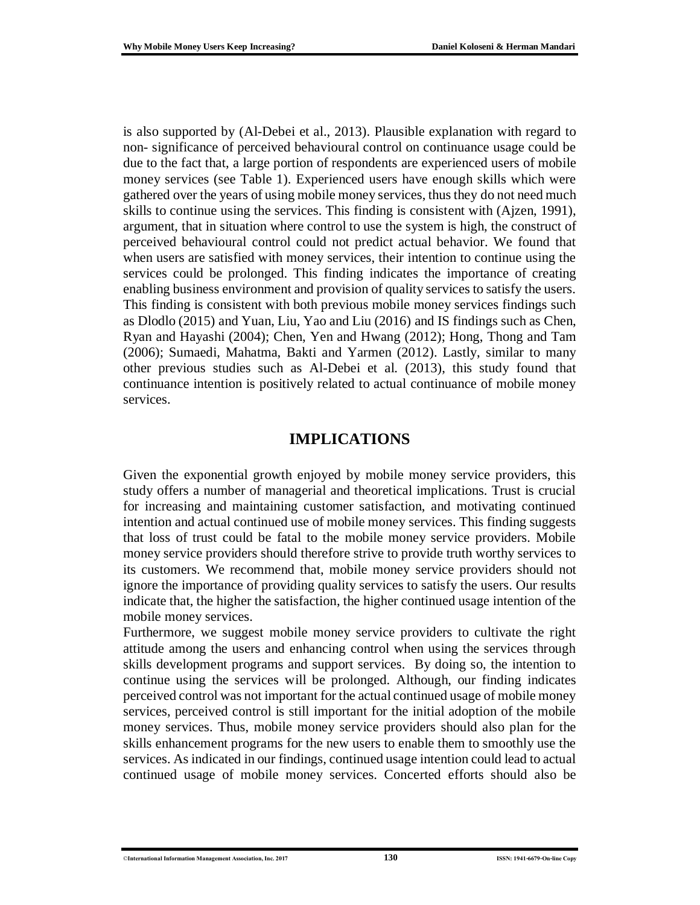is also supported by (Al-Debei et al., 2013). Plausible explanation with regard to non- significance of perceived behavioural control on continuance usage could be due to the fact that, a large portion of respondents are experienced users of mobile money services (see Table 1). Experienced users have enough skills which were gathered over the years of using mobile money services, thus they do not need much skills to continue using the services. This finding is consistent with (Ajzen, 1991), argument, that in situation where control to use the system is high, the construct of perceived behavioural control could not predict actual behavior. We found that when users are satisfied with money services, their intention to continue using the services could be prolonged. This finding indicates the importance of creating enabling business environment and provision of quality services to satisfy the users. This finding is consistent with both previous mobile money services findings such as Dlodlo (2015) and Yuan, Liu, Yao and Liu (2016) and IS findings such as Chen, Ryan and Hayashi (2004); Chen, Yen and Hwang (2012); Hong, Thong and Tam (2006); Sumaedi, Mahatma, Bakti and Yarmen (2012). Lastly, similar to many other previous studies such as Al-Debei et al. (2013), this study found that continuance intention is positively related to actual continuance of mobile money services.

## IMPLICATIONS

Given the exponential growth enjoyed by mobile money service providers, this study offers a number of managerial and theoretical implications. Trust is crucial for increasing and maintaining customer satisfaction, and motivating continued intention and actual continued use of mobile money services. This finding suggests that loss of trust could be fatal to the mobile money service providers. Mobile money service providers should therefore strive to provide truth worthy services to its customers. We recommend that, mobile money service providers should not ignore the importance of providing quality services to satisfy the users. Our results indicate that, the higher the satisfaction, the higher continued usage intention of the mobile money services.

Furthermore, we suggest mobile money service providers to cultivate the right attitude among the users and enhancing control when using the services through skills development programs and support services. By doing so, the intention to continue using the services will be prolonged. Although, our finding indicates perceived control was not important for the actual continued usage of mobile money services, perceived control is still important for the initial adoption of the mobile money services. Thus, mobile money service providers should also plan for the skills enhancement programs for the new users to enable them to smoothly use the services. As indicated in our findings, continued usage intention could lead to actual continued usage of mobile money services. Concerted efforts should also be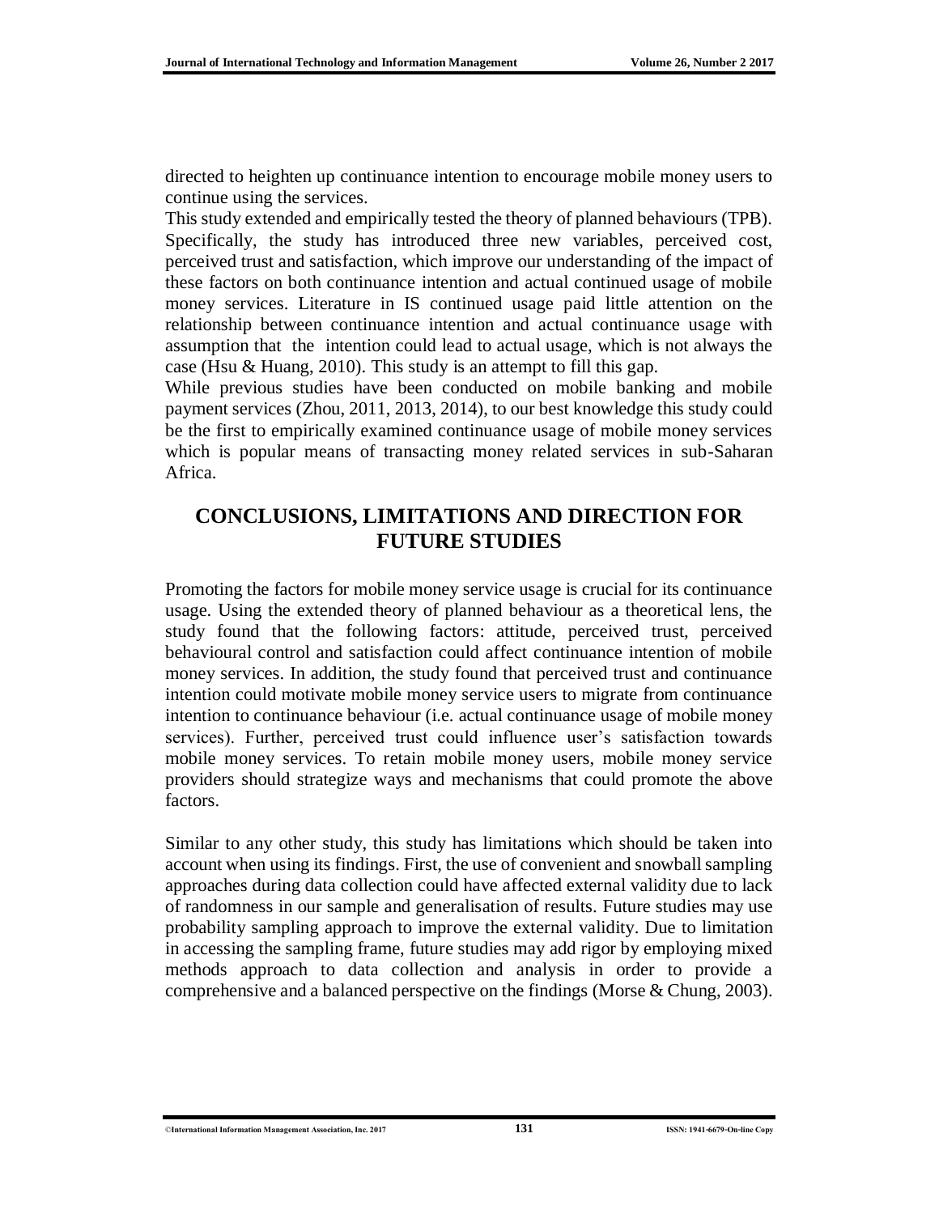directed to heighten up continuance intention to encourage mobile money users to continue using the services.

This study extended and empirically tested the theory of planned behaviours (TPB). Specifically, the study has introduced three new variables, perceived cost, perceived trust and satisfaction, which improve our understanding of the impact of these factors on both continuance intention and actual continued usage of mobile money services. Literature in IS continued usage paid little attention on the relationship between continuance intention and actual continuance usage with assumption that the intention could lead to actual usage, which is not always the case (Hsu & Huang, 2010). This study is an attempt to fill this gap.

While previous studies have been conducted on mobile banking and mobile payment services (Zhou, 2011, 2013, 2014), to our best knowledge this study could be the first to empirically examined continuance usage of mobile money services which is popular means of transacting money related services in sub-Saharan Africa.

## CONCLUSIONS, LIMITATIONS AND DIRECTION FOR FUTURE STUDIES

Promoting the factors for mobile money service usage is crucial for its continuance usage. Using the extended theory of planned behaviour as a theoretical lens, the study found that the following factors: attitude, perceived trust, perceived behavioural control and satisfaction could affect continuance intention of mobile money services. In addition, the study found that perceived trust and continuance intention could motivate mobile money service users to migrate from continuance intention to continuance behaviour (i.e. actual continuance usage of mobile money services). Further, perceived trust could influence user's satisfaction towards mobile money services. To retain mobile money users, mobile money service providers should strategize ways and mechanisms that could promote the above factors.

Similar to any other study, this study has limitations which should be taken into account when using its findings. First, the use of convenient and snowball sampling approaches during data collection could have affected external validity due to lack of randomness in our sample and generalisation of results. Future studies may use probability sampling approach to improve the external validity. Due to limitation in accessing the sampling frame, future studies may add rigor by employing mixed methods approach to data collection and analysis in order to provide a comprehensive and a balanced perspective on the findings (Morse & Chung, 2003).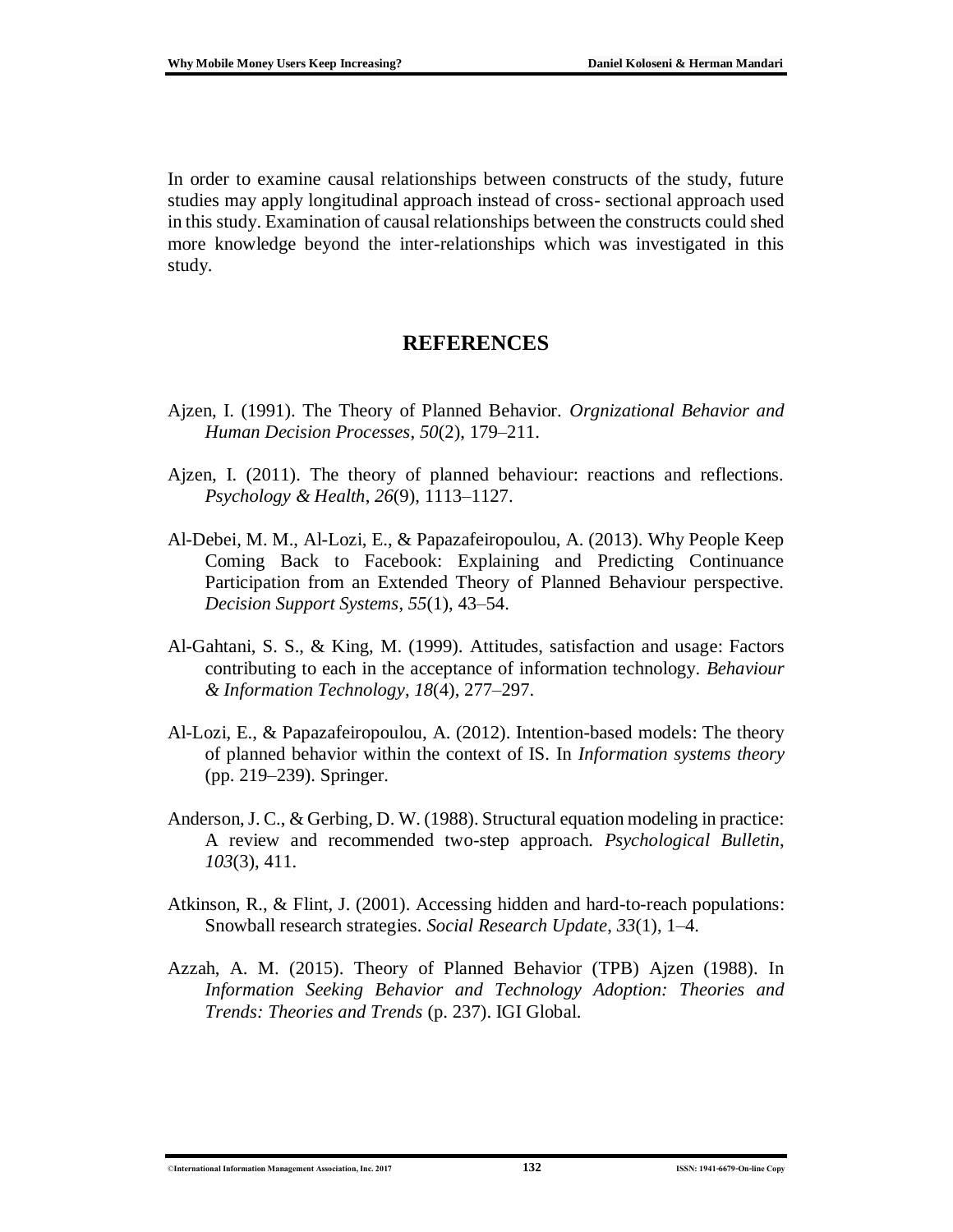In order to examine causal relationships between constructs of the study, future studies may apply longitudinal approach instead of cross- sectional approach used in this study. Examination of causal relationships between the constructs could shed more knowledge beyond the inter-relationships which was investigated in this study.

## REFERENCES

Ajzen, I. (1991). The Theory of Planned Behavior. *Orgnizational Behavior and Human Decision Processes*, *50*(2), 179–211.

Ajzen, I. (2011). The theory of planned behaviour: reactions and reflections. *Psychology & Health*, *26*(9), 1113–1127.

Al-Debei, M. M., Al-Lozi, E., & Papazafeiropoulou, A. (2013). Why People Keep Coming Back to Facebook: Explaining and Predicting Continuance Participation from an Extended Theory of Planned Behaviour perspective. *Decision Support Systems*, *55*(1), 43–54.

Al-Gahtani, S. S., & King, M. (1999). Attitudes, satisfaction and usage: Factors contributing to each in the acceptance of information technology. *Behaviour & Information Technology*, *18*(4), 277–297.

Al-Lozi, E., & Papazafeiropoulou, A. (2012). Intention-based models: The theory of planned behavior within the context of IS. In *Information systems theory* (pp. 219–239). Springer.

Anderson, J. C., & Gerbing, D. W. (1988). Structural equation modeling in practice: A review and recommended two-step approach. *Psychological Bulletin*, *103*(3), 411.

Atkinson, R., & Flint, J. (2001). Accessing hidden and hard-to-reach populations: Snowball research strategies. *Social Research Update*, *33*(1), 1–4.

Azzah, A. M. (2015). Theory of Planned Behavior (TPB) Ajzen (1988). In *Information Seeking Behavior and Technology Adoption: Theories and Trends: Theories and Trends* (p. 237). IGI Global.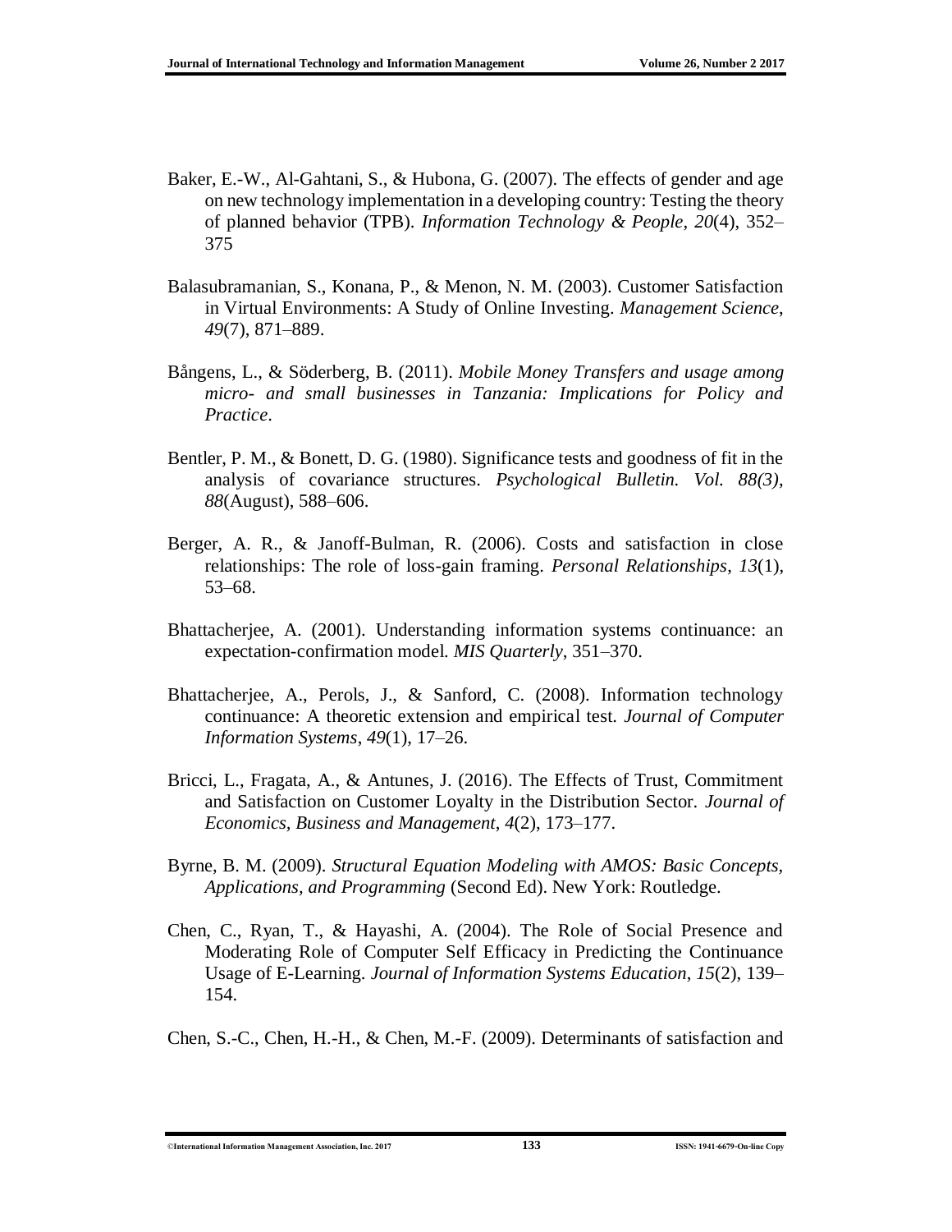Baker, E.-W., Al-Gahtani, S., & Hubona, G. (2007). The effects of gender and age on new technology implementation in a developing country: Testing the theory of planned behavior (TPB). *Information Technology & People*, *20*(4), 352–375

Balasubramanian, S., Konana, P., & Menon, N. M. (2003). Customer Satisfaction in Virtual Environments: A Study of Online Investing. *Management Science*, *49*(7), 871–889.

Bångens, L., & Söderberg, B. (2011). *Mobile Money Transfers and usage among micro- and small businesses in Tanzania: Implications for Policy and Practice*.

Bentler, P. M., & Bonett, D. G. (1980). Significance tests and goodness of fit in the analysis of covariance structures. *Psychological Bulletin. Vol. 88(3)*, *88*(August), 588–606.

Berger, A. R., & Janoff-Bulman, R. (2006). Costs and satisfaction in close relationships: The role of loss-gain framing. *Personal Relationships*, *13*(1), 53–68.

Bhattacherjee, A. (2001). Understanding information systems continuance: an expectation-confirmation model. *MIS Quarterly*, 351–370.

Bhattacherjee, A., Perols, J., & Sanford, C. (2008). Information technology continuance: A theoretic extension and empirical test. *Journal of Computer Information Systems*, *49*(1), 17–26.

Bricci, L., Fragata, A., & Antunes, J. (2016). The Effects of Trust, Commitment and Satisfaction on Customer Loyalty in the Distribution Sector. *Journal of Economics, Business and Management*, *4*(2), 173–177.

Byrne, B. M. (2009). *Structural Equation Modeling with AMOS: Basic Concepts, Applications, and Programming* (Second Ed). New York: Routledge.

Chen, C., Ryan, T., & Hayashi, A. (2004). The Role of Social Presence and Moderating Role of Computer Self Efficacy in Predicting the Continuance Usage of E-Learning. *Journal of Information Systems Education*, *15*(2), 139–154.

Chen, S.-C., Chen, H.-H., & Chen, M.-F. (2009). Determinants of satisfaction and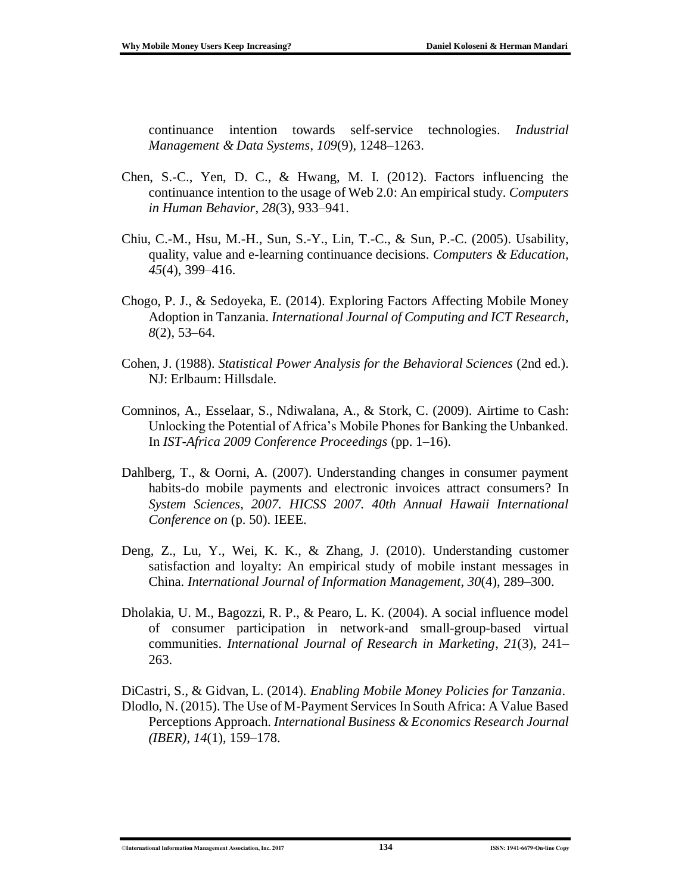continuance intention towards self-service technologies. *Industrial Management & Data Systems*, *109*(9), 1248–1263.

Chen, S.-C., Yen, D. C., & Hwang, M. I. (2012). Factors influencing the continuance intention to the usage of Web 2.0: An empirical study. *Computers in Human Behavior*, *28*(3), 933–941.

Chiu, C.-M., Hsu, M.-H., Sun, S.-Y., Lin, T.-C., & Sun, P.-C. (2005). Usability, quality, value and e-learning continuance decisions. *Computers & Education*, *45*(4), 399–416.

Chogo, P. J., & Sedoyeka, E. (2014). Exploring Factors Affecting Mobile Money Adoption in Tanzania. *International Journal of Computing and ICT Research*, *8*(2), 53–64.

Cohen, J. (1988). *Statistical Power Analysis for the Behavioral Sciences* (2nd ed.). NJ: Erlbaum: Hillsdale.

Comninos, A., Esselaar, S., Ndiwalana, A., & Stork, C. (2009). Airtime to Cash: Unlocking the Potential of Africa's Mobile Phones for Banking the Unbanked. In *IST-Africa 2009 Conference Proceedings* (pp. 1–16).

Dahlberg, T., & Oorni, A. (2007). Understanding changes in consumer payment habits-do mobile payments and electronic invoices attract consumers? In *System Sciences, 2007. HICSS 2007. 40th Annual Hawaii International Conference on* (p. 50). IEEE.

Deng, Z., Lu, Y., Wei, K. K., & Zhang, J. (2010). Understanding customer satisfaction and loyalty: An empirical study of mobile instant messages in China. *International Journal of Information Management*, *30*(4), 289–300.

Dholakia, U. M., Bagozzi, R. P., & Pearo, L. K. (2004). A social influence model of consumer participation in network-and small-group-based virtual communities. *International Journal of Research in Marketing*, *21*(3), 241–263.

DiCastri, S., & Gidvan, L. (2014). *Enabling Mobile Money Policies for Tanzania*.

Dlodlo, N. (2015). The Use of M-Payment Services In South Africa: A Value Based Perceptions Approach. *International Business & Economics Research Journal (IBER)*, *14*(1), 159–178.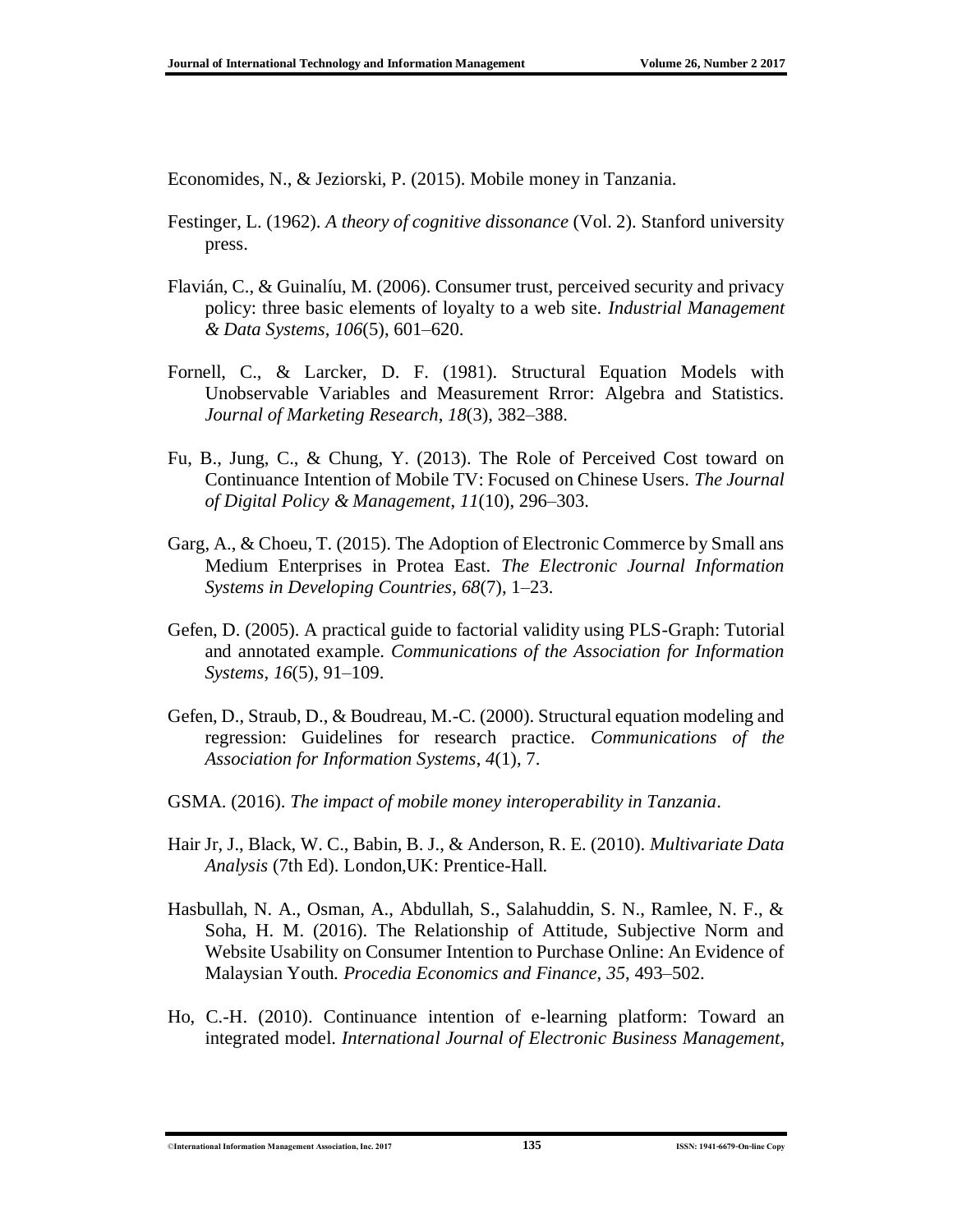Economides, N., & Jeziorski, P. (2015). Mobile money in Tanzania.

Festinger, L. (1962). *A theory of cognitive dissonance* (Vol. 2). Stanford university press.

Flavián, C., & Guinalíu, M. (2006). Consumer trust, perceived security and privacy policy: three basic elements of loyalty to a web site. *Industrial Management & Data Systems*, *106*(5), 601–620.

Fornell, C., & Larcker, D. F. (1981). Structural Equation Models with Unobservable Variables and Measurement Rrror: Algebra and Statistics. *Journal of Marketing Research*, *18*(3), 382–388.

Fu, B., Jung, C., & Chung, Y. (2013). The Role of Perceived Cost toward on Continuance Intention of Mobile TV: Focused on Chinese Users. *The Journal of Digital Policy & Management*, *11*(10), 296–303.

Garg, A., & Choeu, T. (2015). The Adoption of Electronic Commerce by Small ans Medium Enterprises in Protea East. *The Electronic Journal Information Systems in Developing Countries*, *68*(7), 1–23.

Gefen, D. (2005). A practical guide to factorial validity using PLS-Graph: Tutorial and annotated example. *Communications of the Association for Information Systems*, *16*(5), 91–109.

Gefen, D., Straub, D., & Boudreau, M.-C. (2000). Structural equation modeling and regression: Guidelines for research practice. *Communications of the Association for Information Systems*, *4*(1), 7.

GSMA. (2016). *The impact of mobile money interoperability in Tanzania*.

Hair Jr, J., Black, W. C., Babin, B. J., & Anderson, R. E. (2010). *Multivariate Data Analysis* (7th Ed). London,UK: Prentice-Hall.

Hasbullah, N. A., Osman, A., Abdullah, S., Salahuddin, S. N., Ramlee, N. F., & Soha, H. M. (2016). The Relationship of Attitude, Subjective Norm and Website Usability on Consumer Intention to Purchase Online: An Evidence of Malaysian Youth. *Procedia Economics and Finance*, *35*, 493–502.

Ho, C.-H. (2010). Continuance intention of e-learning platform: Toward an integrated model. *International Journal of Electronic Business Management*,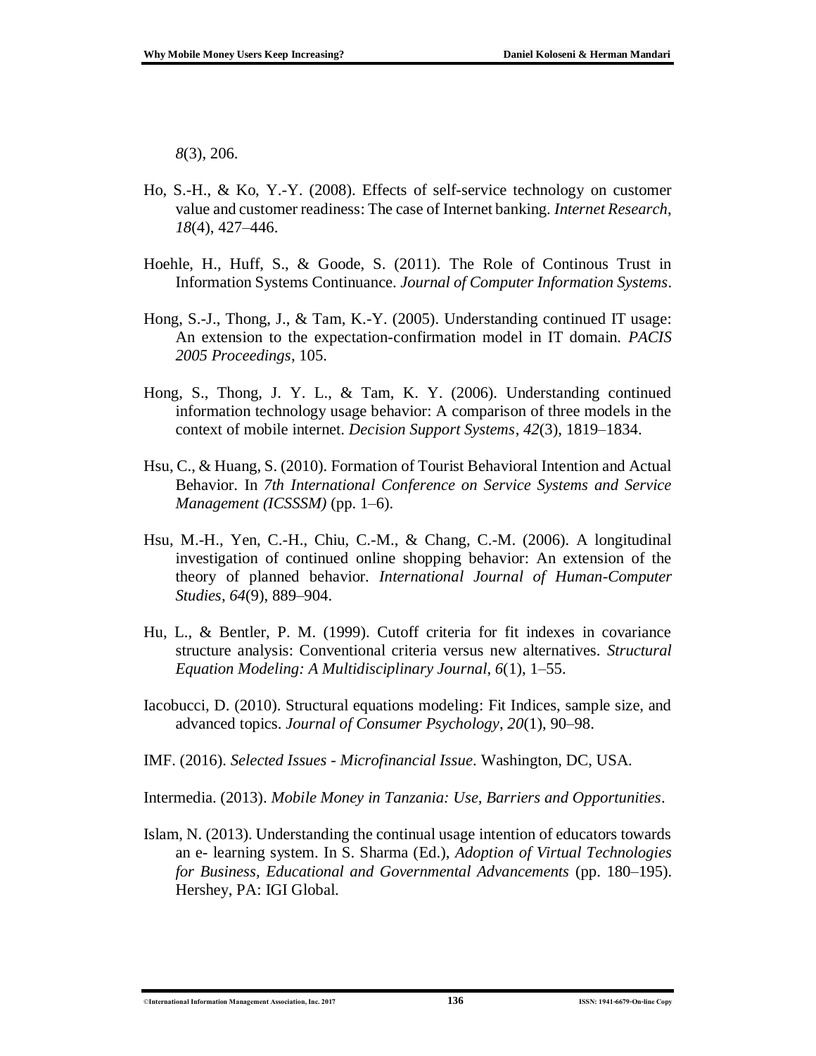*8*(3), 206.

Ho, S.-H., & Ko, Y.-Y. (2008). Effects of self-service technology on customer value and customer readiness: The case of Internet banking. *Internet Research*, *18*(4), 427–446.

Hoehle, H., Huff, S., & Goode, S. (2011). The Role of Continous Trust in Information Systems Continuance. *Journal of Computer Information Systems*.

Hong, S.-J., Thong, J., & Tam, K.-Y. (2005). Understanding continued IT usage: An extension to the expectation-confirmation model in IT domain. *PACIS 2005 Proceedings*, 105.

Hong, S., Thong, J. Y. L., & Tam, K. Y. (2006). Understanding continued information technology usage behavior: A comparison of three models in the context of mobile internet. *Decision Support Systems*, *42*(3), 1819–1834.

Hsu, C., & Huang, S. (2010). Formation of Tourist Behavioral Intention and Actual Behavior. In *7th International Conference on Service Systems and Service Management (ICSSSM)* (pp. 1–6).

Hsu, M.-H., Yen, C.-H., Chiu, C.-M., & Chang, C.-M. (2006). A longitudinal investigation of continued online shopping behavior: An extension of the theory of planned behavior. *International Journal of Human-Computer Studies*, *64*(9), 889–904.

Hu, L., & Bentler, P. M. (1999). Cutoff criteria for fit indexes in covariance structure analysis: Conventional criteria versus new alternatives. *Structural Equation Modeling: A Multidisciplinary Journal*, *6*(1), 1–55.

Iacobucci, D. (2010). Structural equations modeling: Fit Indices, sample size, and advanced topics. *Journal of Consumer Psychology*, *20*(1), 90–98.

IMF. (2016). *Selected Issues - Microfinancial Issue*. Washington, DC, USA.

Intermedia. (2013). *Mobile Money in Tanzania: Use, Barriers and Opportunities*.

Islam, N. (2013). Understanding the continual usage intention of educators towards an e- learning system. In S. Sharma (Ed.), *Adoption of Virtual Technologies for Business, Educational and Governmental Advancements* (pp. 180–195). Hershey, PA: IGI Global.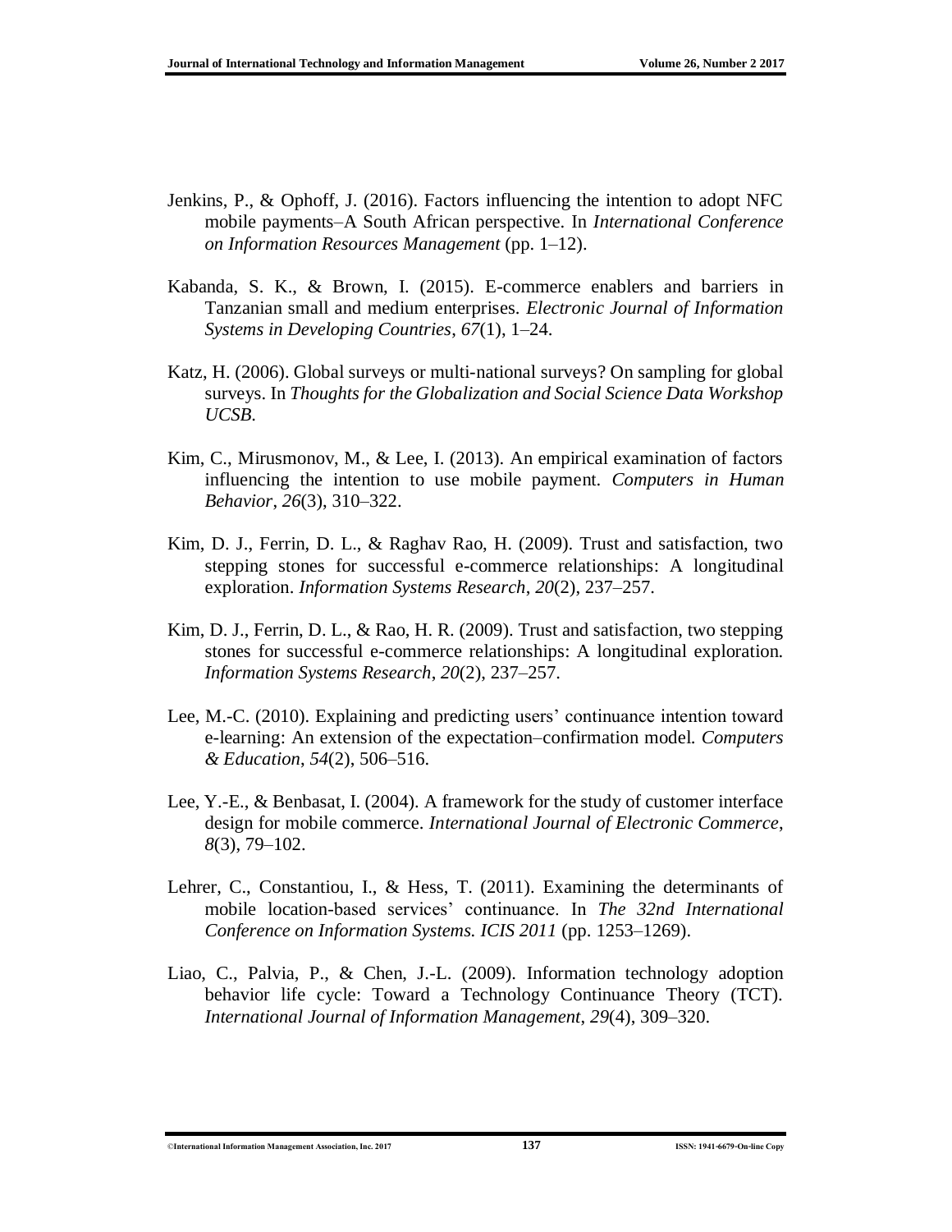Jenkins, P., & Ophoff, J. (2016). Factors influencing the intention to adopt NFC mobile payments–A South African perspective. In *International Conference on Information Resources Management* (pp. 1–12).

Kabanda, S. K., & Brown, I. (2015). E-commerce enablers and barriers in Tanzanian small and medium enterprises. *Electronic Journal of Information Systems in Developing Countries*, *67*(1), 1–24.

Katz, H. (2006). Global surveys or multi-national surveys? On sampling for global surveys. In *Thoughts for the Globalization and Social Science Data Workshop UCSB*.

Kim, C., Mirusmonov, M., & Lee, I. (2013). An empirical examination of factors influencing the intention to use mobile payment. *Computers in Human Behavior*, *26*(3), 310–322.

Kim, D. J., Ferrin, D. L., & Raghav Rao, H. (2009). Trust and satisfaction, two stepping stones for successful e-commerce relationships: A longitudinal exploration. *Information Systems Research*, *20*(2), 237–257.

Kim, D. J., Ferrin, D. L., & Rao, H. R. (2009). Trust and satisfaction, two stepping stones for successful e-commerce relationships: A longitudinal exploration. *Information Systems Research*, *20*(2), 237–257.

Lee, M.-C. (2010). Explaining and predicting users' continuance intention toward e-learning: An extension of the expectation–confirmation model. *Computers & Education*, *54*(2), 506–516.

Lee, Y.-E., & Benbasat, I. (2004). A framework for the study of customer interface design for mobile commerce. *International Journal of Electronic Commerce*, *8*(3), 79–102.

Lehrer, C., Constantiou, I., & Hess, T. (2011). Examining the determinants of mobile location-based services' continuance. In *The 32nd International Conference on Information Systems. ICIS 2011* (pp. 1253–1269).

Liao, C., Palvia, P., & Chen, J.-L. (2009). Information technology adoption behavior life cycle: Toward a Technology Continuance Theory (TCT). *International Journal of Information Management*, *29*(4), 309–320.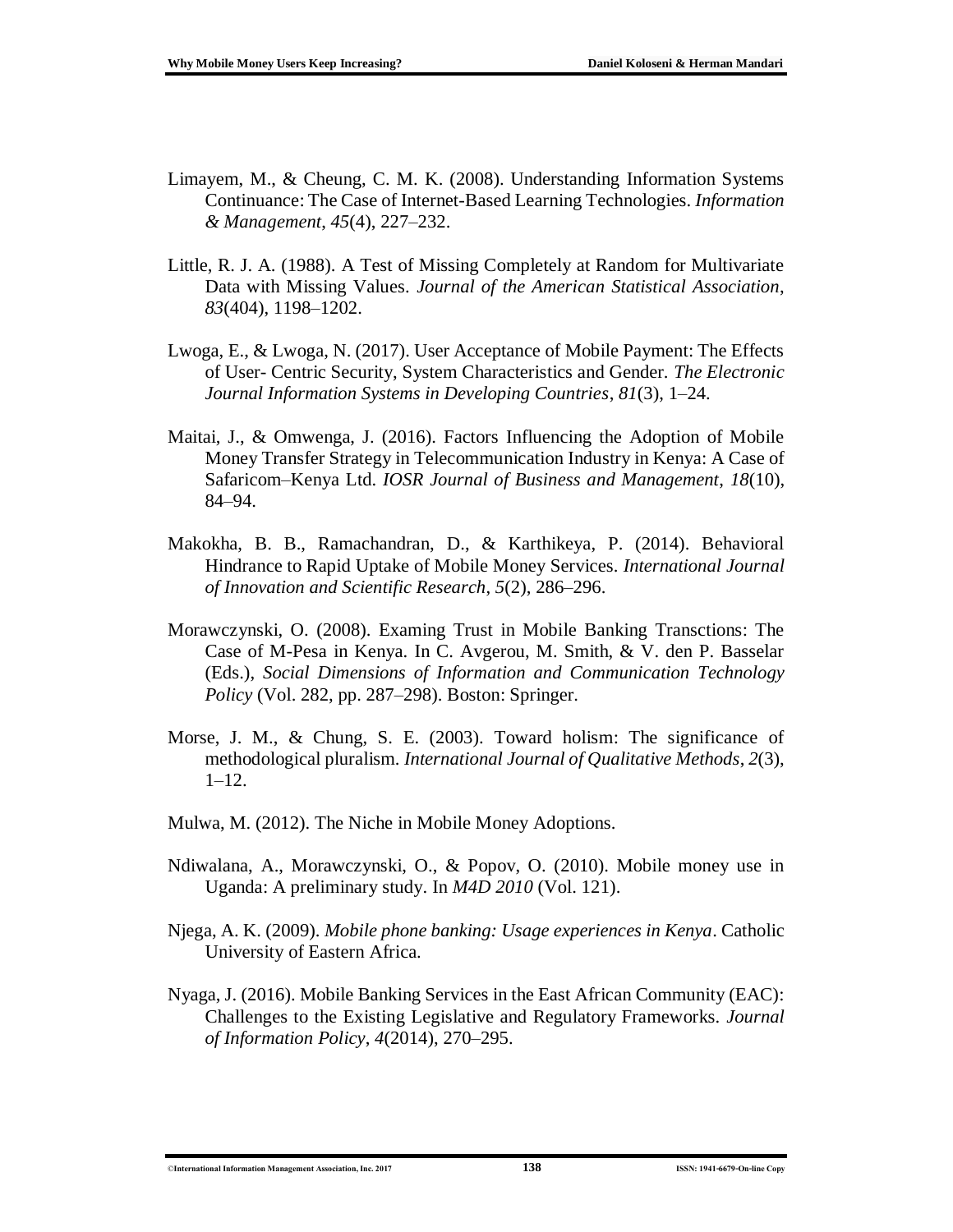Limayem, M., & Cheung, C. M. K. (2008). Understanding Information Systems Continuance: The Case of Internet-Based Learning Technologies. *Information & Management*, *45*(4), 227–232.

Little, R. J. A. (1988). A Test of Missing Completely at Random for Multivariate Data with Missing Values. *Journal of the American Statistical Association*, *83*(404), 1198–1202.

Lwoga, E., & Lwoga, N. (2017). User Acceptance of Mobile Payment: The Effects of User- Centric Security, System Characteristics and Gender. *The Electronic Journal Information Systems in Developing Countries*, *81*(3), 1–24.

Maitai, J., & Omwenga, J. (2016). Factors Influencing the Adoption of Mobile Money Transfer Strategy in Telecommunication Industry in Kenya: A Case of Safaricom–Kenya Ltd. *IOSR Journal of Business and Management*, *18*(10), 84–94.

Makokha, B. B., Ramachandran, D., & Karthikeya, P. (2014). Behavioral Hindrance to Rapid Uptake of Mobile Money Services. *International Journal of Innovation and Scientific Research*, *5*(2), 286–296.

Morawczynski, O. (2008). Examing Trust in Mobile Banking Transctions: The Case of M-Pesa in Kenya. In C. Avgerou, M. Smith, & V. den P. Basselar (Eds.), *Social Dimensions of Information and Communication Technology Policy* (Vol. 282, pp. 287–298). Boston: Springer.

Morse, J. M., & Chung, S. E. (2003). Toward holism: The significance of methodological pluralism. *International Journal of Qualitative Methods*, *2*(3), 1–12.

Mulwa, M. (2012). The Niche in Mobile Money Adoptions.

Ndiwalana, A., Morawczynski, O., & Popov, O. (2010). Mobile money use in Uganda: A preliminary study. In *M4D 2010* (Vol. 121).

Njega, A. K. (2009). *Mobile phone banking: Usage experiences in Kenya*. Catholic University of Eastern Africa.

Nyaga, J. (2016). Mobile Banking Services in the East African Community (EAC): Challenges to the Existing Legislative and Regulatory Frameworks. *Journal of Information Policy*, *4*(2014), 270–295.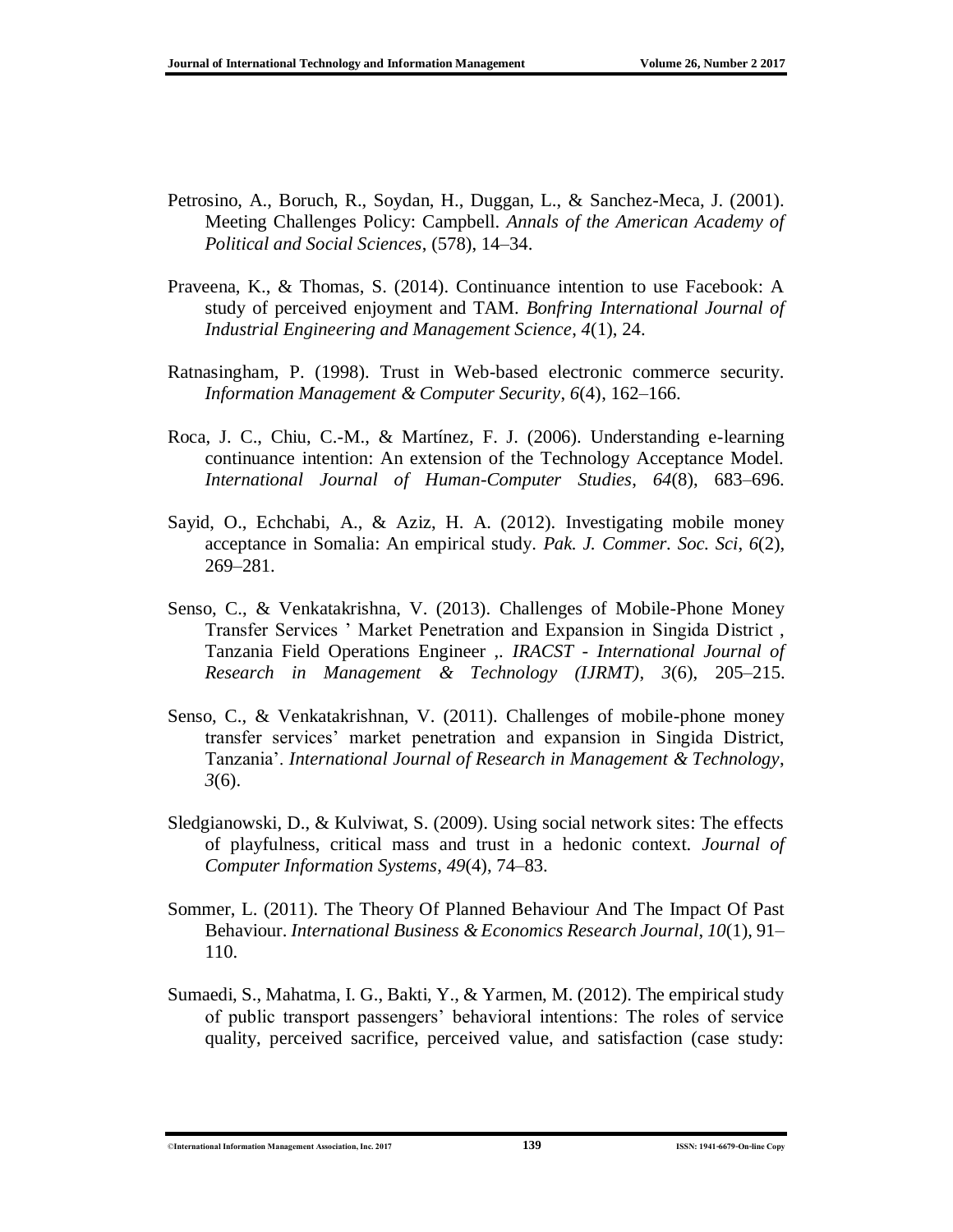Petrosino, A., Boruch, R., Soydan, H., Duggan, L., & Sanchez-Meca, J. (2001). Meeting Challenges Policy: Campbell. *Annals of the American Academy of Political and Social Sciences*, (578), 14–34.

Praveena, K., & Thomas, S. (2014). Continuance intention to use Facebook: A study of perceived enjoyment and TAM. *Bonfring International Journal of Industrial Engineering and Management Science*, *4*(1), 24.

Ratnasingham, P. (1998). Trust in Web-based electronic commerce security. *Information Management & Computer Security*, *6*(4), 162–166.

Roca, J. C., Chiu, C.-M., & Martínez, F. J. (2006). Understanding e-learning continuance intention: An extension of the Technology Acceptance Model. *International Journal of Human-Computer Studies*, *64*(8), 683–696.

Sayid, O., Echchabi, A., & Aziz, H. A. (2012). Investigating mobile money acceptance in Somalia: An empirical study. *Pak. J. Commer. Soc. Sci*, *6*(2), 269–281.

Senso, C., & Venkatakrishna, V. (2013). Challenges of Mobile-Phone Money Transfer Services ' Market Penetration and Expansion in Singida District , Tanzania Field Operations Engineer ,. *IRACST - International Journal of Research in Management & Technology (IJRMT)*, *3*(6), 205–215.

Senso, C., & Venkatakrishnan, V. (2011). Challenges of mobile-phone money transfer services' market penetration and expansion in Singida District, Tanzania'. *International Journal of Research in Management & Technology*, *3*(6).

Sledgianowski, D., & Kulviwat, S. (2009). Using social network sites: The effects of playfulness, critical mass and trust in a hedonic context. *Journal of Computer Information Systems*, *49*(4), 74–83.

Sommer, L. (2011). The Theory Of Planned Behaviour And The Impact Of Past Behaviour. *International Business & Economics Research Journal*, *10*(1), 91–110.

Sumaedi, S., Mahatma, I. G., Bakti, Y., & Yarmen, M. (2012). The empirical study of public transport passengers' behavioral intentions: The roles of service quality, perceived sacrifice, perceived value, and satisfaction (case study: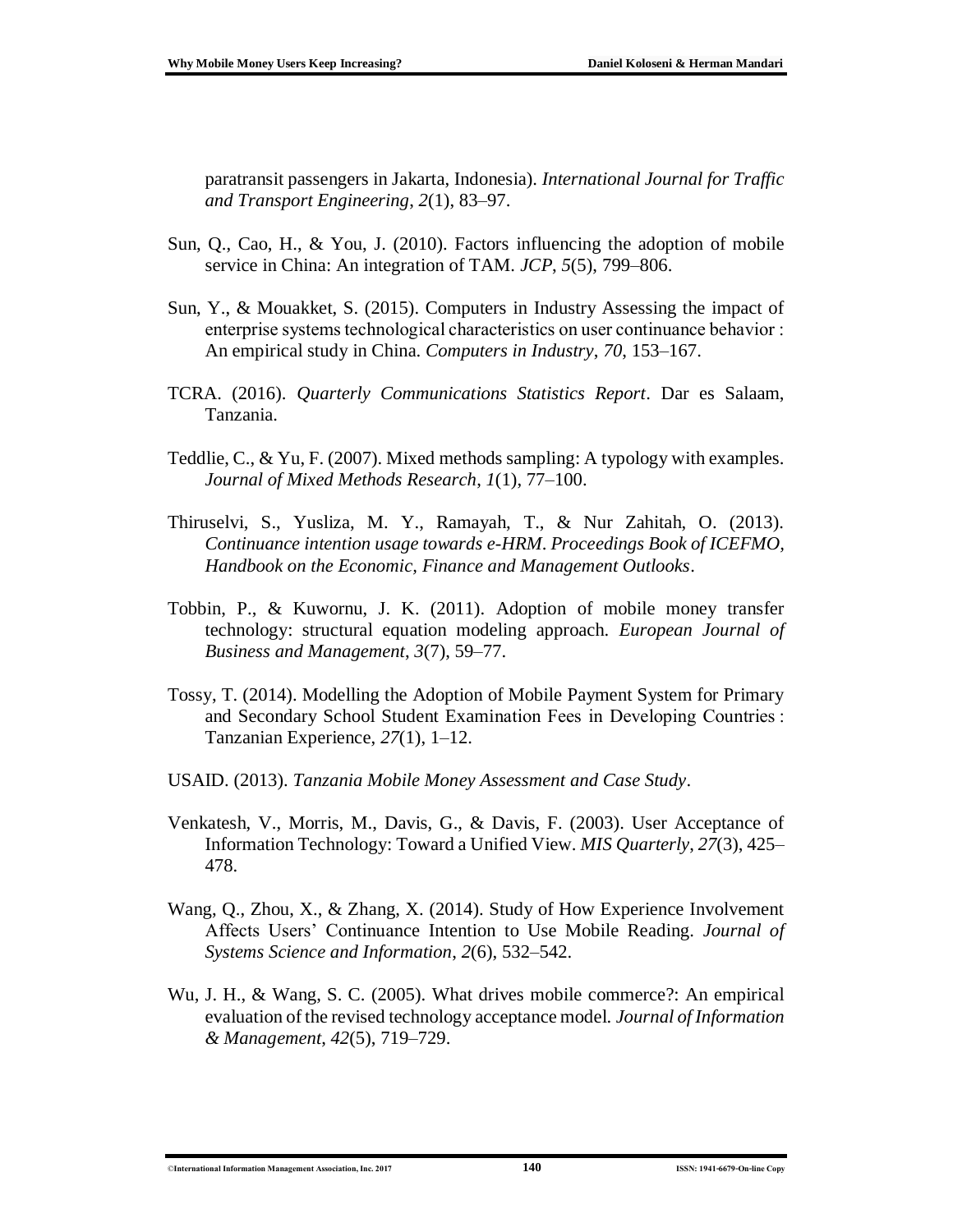paratransit passengers in Jakarta, Indonesia). *International Journal for Traffic and Transport Engineering*, *2*(1), 83–97.

Sun, Q., Cao, H., & You, J. (2010). Factors influencing the adoption of mobile service in China: An integration of TAM. *JCP*, *5*(5), 799–806.

Sun, Y., & Mouakket, S. (2015). Computers in Industry Assessing the impact of enterprise systems technological characteristics on user continuance behavior : An empirical study in China. *Computers in Industry*, *70*, 153–167.

TCRA. (2016). *Quarterly Communications Statistics Report*. Dar es Salaam, Tanzania.

Teddlie, C., & Yu, F. (2007). Mixed methods sampling: A typology with examples. *Journal of Mixed Methods Research*, *1*(1), 77–100.

Thiruselvi, S., Yusliza, M. Y., Ramayah, T., & Nur Zahitah, O. (2013). *Continuance intention usage towards e-HRM*. *Proceedings Book of ICEFMO, Handbook on the Economic, Finance and Management Outlooks*.

Tobbin, P., & Kuwornu, J. K. (2011). Adoption of mobile money transfer technology: structural equation modeling approach. *European Journal of Business and Management*, *3*(7), 59–77.

Tossy, T. (2014). Modelling the Adoption of Mobile Payment System for Primary and Secondary School Student Examination Fees in Developing Countries : Tanzanian Experience, *27*(1), 1–12.

USAID. (2013). *Tanzania Mobile Money Assessment and Case Study*.

Venkatesh, V., Morris, M., Davis, G., & Davis, F. (2003). User Acceptance of Information Technology: Toward a Unified View. *MIS Quarterly*, *27*(3), 425–478.

Wang, Q., Zhou, X., & Zhang, X. (2014). Study of How Experience Involvement Affects Users' Continuance Intention to Use Mobile Reading. *Journal of Systems Science and Information*, *2*(6), 532–542.

Wu, J. H., & Wang, S. C. (2005). What drives mobile commerce?: An empirical evaluation of the revised technology acceptance model. *Journal of Information & Management*, *42*(5), 719–729.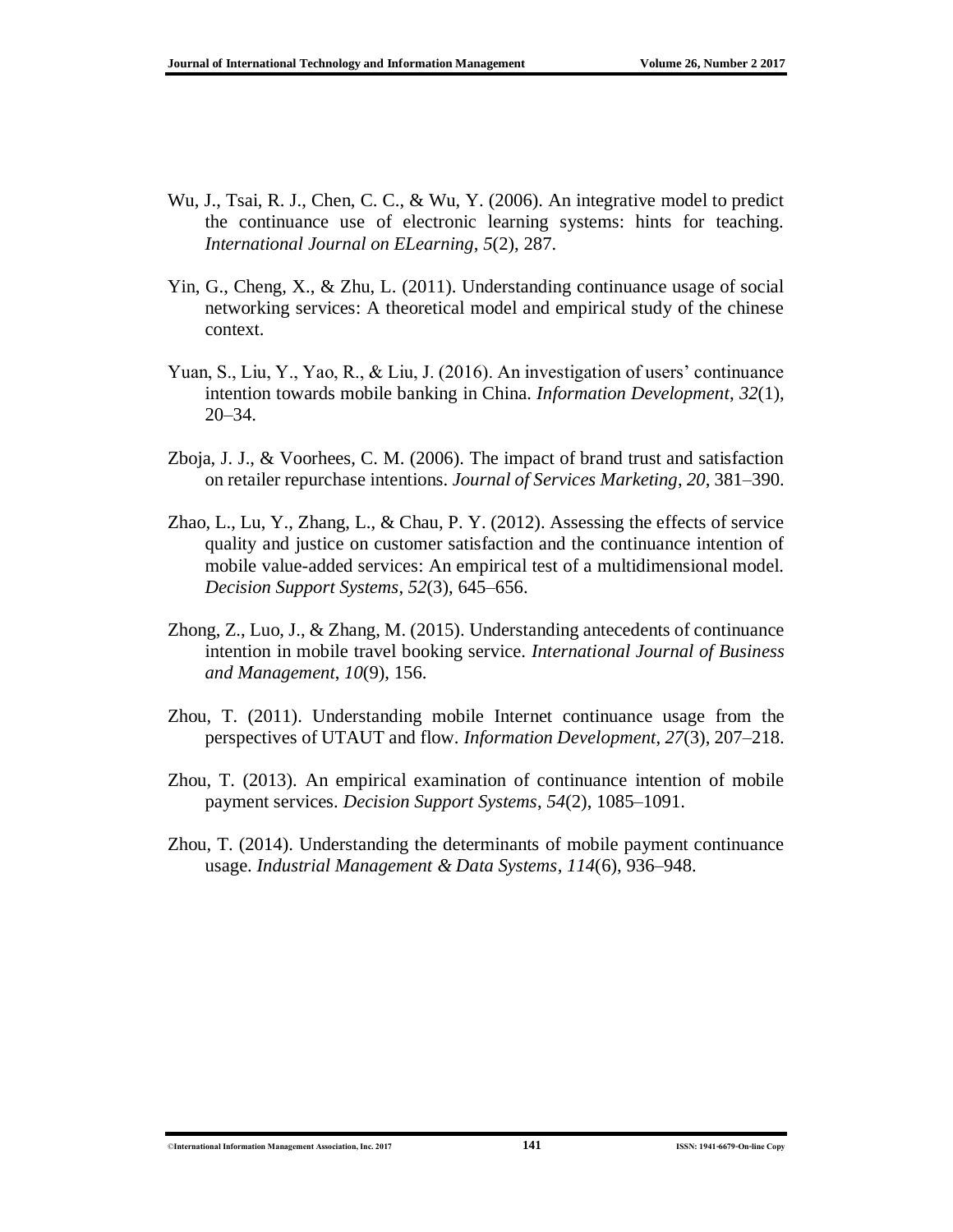Wu, J., Tsai, R. J., Chen, C. C., & Wu, Y. (2006). An integrative model to predict the continuance use of electronic learning systems: hints for teaching. *International Journal on ELearning*, *5*(2), 287.

Yin, G., Cheng, X., & Zhu, L. (2011). Understanding continuance usage of social networking services: A theoretical model and empirical study of the chinese context.

Yuan, S., Liu, Y., Yao, R., & Liu, J. (2016). An investigation of users' continuance intention towards mobile banking in China. *Information Development*, *32*(1), 20–34.

Zboja, J. J., & Voorhees, C. M. (2006). The impact of brand trust and satisfaction on retailer repurchase intentions. *Journal of Services Marketing*, *20*, 381–390.

Zhao, L., Lu, Y., Zhang, L., & Chau, P. Y. (2012). Assessing the effects of service quality and justice on customer satisfaction and the continuance intention of mobile value-added services: An empirical test of a multidimensional model. *Decision Support Systems*, *52*(3), 645–656.

Zhong, Z., Luo, J., & Zhang, M. (2015). Understanding antecedents of continuance intention in mobile travel booking service. *International Journal of Business and Management*, *10*(9), 156.

Zhou, T. (2011). Understanding mobile Internet continuance usage from the perspectives of UTAUT and flow. *Information Development*, *27*(3), 207–218.

Zhou, T. (2013). An empirical examination of continuance intention of mobile payment services. *Decision Support Systems*, *54*(2), 1085–1091.

Zhou, T. (2014). Understanding the determinants of mobile payment continuance usage. *Industrial Management & Data Systems*, *114*(6), 936–948.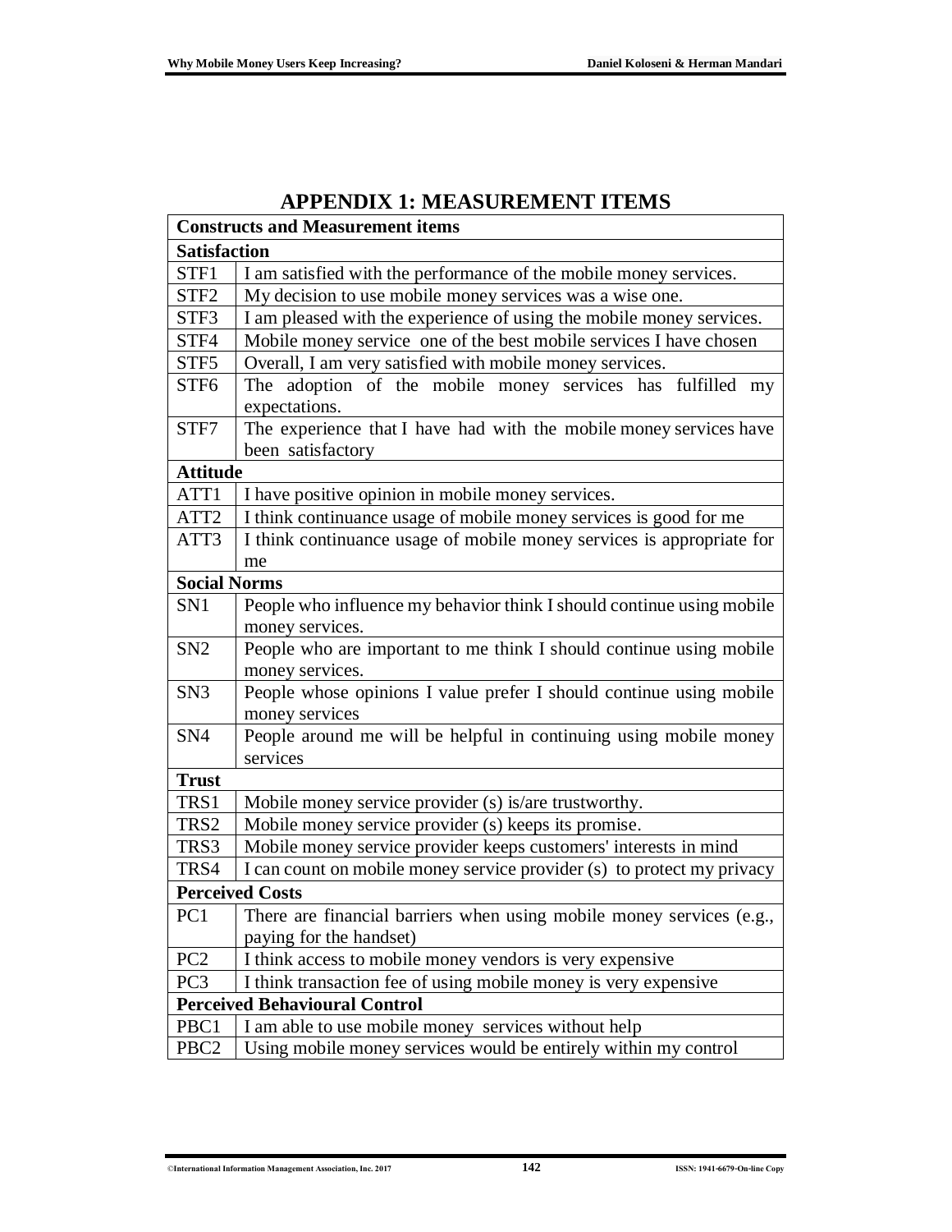# APPENDIX 1: MEASUREMENT ITEMS

| Constructs and Measurement items | |
|---|---|
| **Satisfaction** | |
| STF1 | I am satisfied with the performance of the mobile money services. |
| STF2 | My decision to use mobile money services was a wise one. |
| STF3 | I am pleased with the experience of using the mobile money services. |
| STF4 | Mobile money service one of the best mobile services I have chosen |
| STF5 | Overall, I am very satisfied with mobile money services. |
| STF6 | The adoption of the mobile money services has fulfilled my expectations. |
| STF7 | The experience that I have had with the mobile money services have been satisfactory |
| **Attitude** | |
| ATT1 | I have positive opinion in mobile money services. |
| ATT2 | I think continuance usage of mobile money services is good for me |
| ATT3 | I think continuance usage of mobile money services is appropriate for me |
| **Social Norms** | |
| SN1 | People who influence my behavior think I should continue using mobile money services. |
| SN2 | People who are important to me think I should continue using mobile money services. |
| SN3 | People whose opinions I value prefer I should continue using mobile money services |
| SN4 | People around me will be helpful in continuing using mobile money services |
| **Trust** | |
| TRS1 | Mobile money service provider (s) is/are trustworthy. |
| TRS2 | Mobile money service provider (s) keeps its promise. |
| TRS3 | Mobile money service provider keeps customers' interests in mind |
| TRS4 | I can count on mobile money service provider (s) to protect my privacy |
| **Perceived Costs** | |
| PC1 | There are financial barriers when using mobile money services (e.g., paying for the handset) |
| PC2 | I think access to mobile money vendors is very expensive |
| PC3 | I think transaction fee of using mobile money is very expensive |
| **Perceived Behavioural Control** | |
| PBC1 | I am able to use mobile money services without help |
| PBC2 | Using mobile money services would be entirely within my control |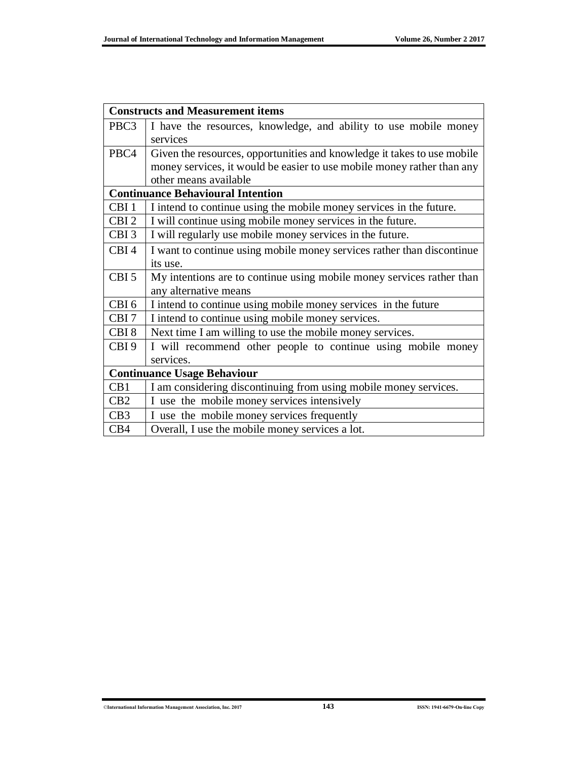| Constructs and Measurement items | |
|---|---|
| PBC3 | I have the resources, knowledge, and ability to use mobile money services |
| PBC4 | Given the resources, opportunities and knowledge it takes to use mobile money services, it would be easier to use mobile money rather than any other means available |
| **Continuance Behavioural Intention** | |
| CBI 1 | I intend to continue using the mobile money services in the future. |
| CBI 2 | I will continue using mobile money services in the future. |
| CBI 3 | I will regularly use mobile money services in the future. |
| CBI 4 | I want to continue using mobile money services rather than discontinue its use. |
| CBI 5 | My intentions are to continue using mobile money services rather than any alternative means |
| CBI 6 | I intend to continue using mobile money services in the future |
| CBI 7 | I intend to continue using mobile money services. |
| CBI 8 | Next time I am willing to use the mobile money services. |
| CBI 9 | I will recommend other people to continue using mobile money services. |
| **Continuance Usage Behaviour** | |
| CB1 | I am considering discontinuing from using mobile money services. |
| CB2 | I use the mobile money services intensively |
| CB3 | I use the mobile money services frequently |
| CB4 | Overall, I use the mobile money services a lot. |